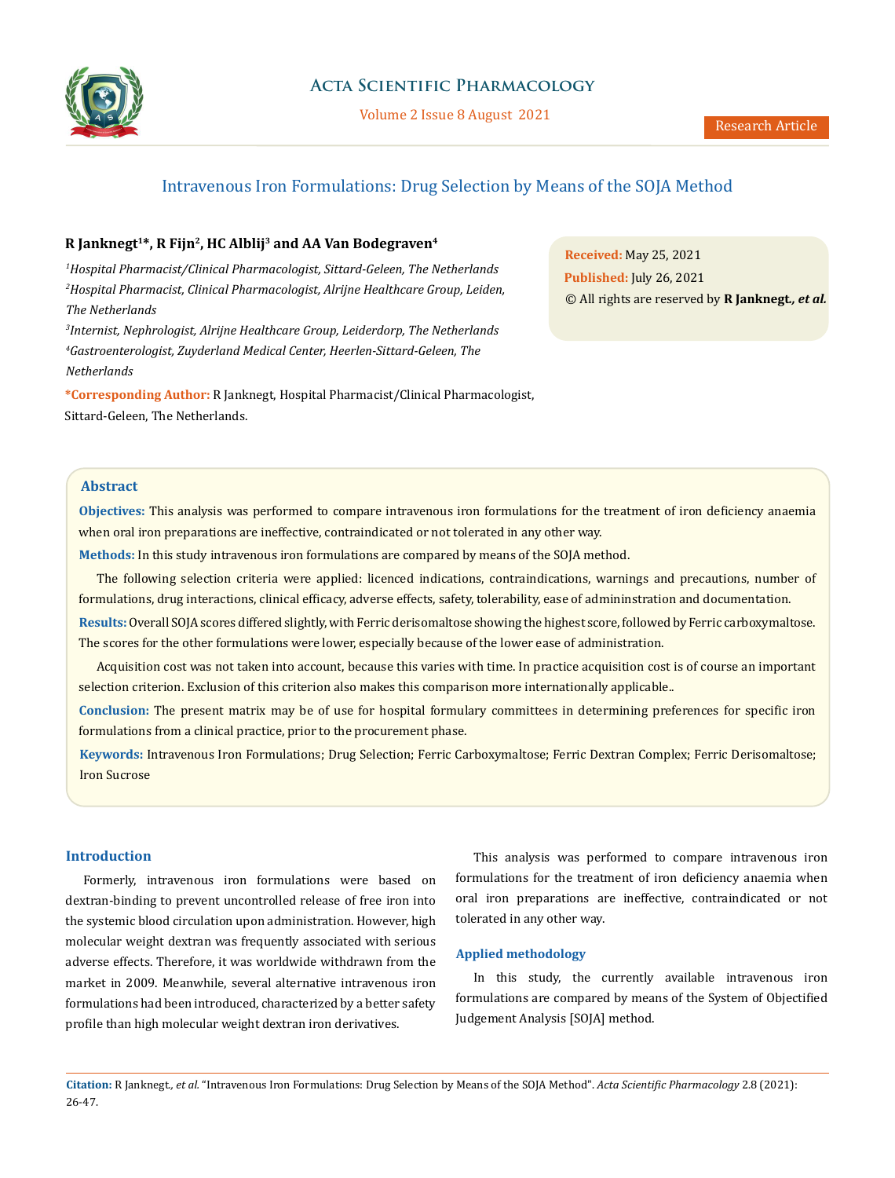Research Article

# Intravenous Iron Formulations: Drug Selection by Means of the SOJA Method

**R Janknegt[1]*, R Fijn[2], HC Alblij[3] and AA Van Bodegraven[4]**

*[1]Hospital Pharmacist/Clinical Pharmacologist, Sittard-Geleen, The Netherlands*
*[2]Hospital Pharmacist, Clinical Pharmacologist, Alrijne Healthcare Group, Leiden, The Netherlands*
*[3]Internist, Nephrologist, Alrijne Healthcare Group, Leiderdorp, The Netherlands*
*[4]Gastroenterologist, Zuyderland Medical Center, Heerlen-Sittard-Geleen, The Netherlands*

**\*Corresponding Author:** R Janknegt, Hospital Pharmacist/Clinical Pharmacologist, Sittard-Geleen, The Netherlands.

**Received:** May 25, 2021
**Published:** July 26, 2021
© All rights are reserved by **R Janknegt, *et al.***

## Abstract

**Objectives:** This analysis was performed to compare intravenous iron formulations for the treatment of iron deficiency anaemia when oral iron preparations are ineffective, contraindicated or not tolerated in any other way.

**Methods:** In this study intravenous iron formulations are compared by means of the SOJA method.

The following selection criteria were applied: licenced indications, contraindications, warnings and precautions, number of formulations, drug interactions, clinical efficacy, adverse effects, safety, tolerability, ease of admininstration and documentation.

**Results:** Overall SOJA scores differed slightly, with Ferric derisomaltose showing the highest score, followed by Ferric carboxymaltose. The scores for the other formulations were lower, especially because of the lower ease of administration.

Acquisition cost was not taken into account, because this varies with time. In practice acquisition cost is of course an important selection criterion. Exclusion of this criterion also makes this comparison more internationally applicable..

**Conclusion:** The present matrix may be of use for hospital formulary committees in determining preferences for specific iron formulations from a clinical practice, prior to the procurement phase.

**Keywords:** Intravenous Iron Formulations; Drug Selection; Ferric Carboxymaltose; Ferric Dextran Complex; Ferric Derisomaltose; Iron Sucrose

## Introduction

Formerly, intravenous iron formulations were based on dextran-binding to prevent uncontrolled release of free iron into the systemic blood circulation upon administration. However, high molecular weight dextran was frequently associated with serious adverse effects. Therefore, it was worldwide withdrawn from the market in 2009. Meanwhile, several alternative intravenous iron formulations had been introduced, characterized by a better safety profile than high molecular weight dextran iron derivatives.

This analysis was performed to compare intravenous iron formulations for the treatment of iron deficiency anaemia when oral iron preparations are ineffective, contraindicated or not tolerated in any other way.

### Applied methodology

In this study, the currently available intravenous iron formulations are compared by means of the System of Objectified Judgement Analysis [SOJA] method.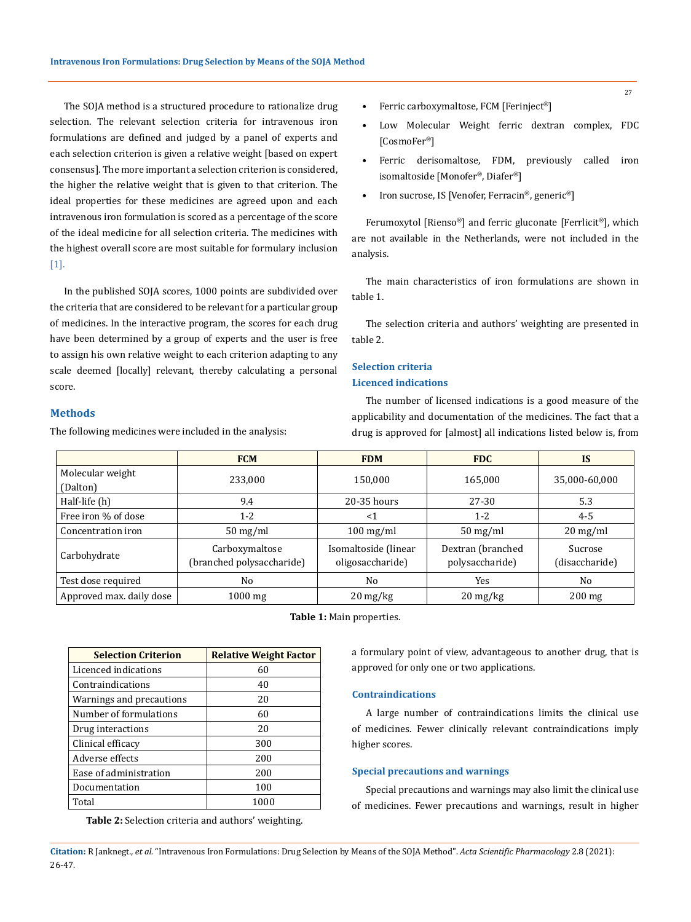The SOJA method is a structured procedure to rationalize drug selection. The relevant selection criteria for intravenous iron formulations are defined and judged by a panel of experts and each selection criterion is given a relative weight [based on expert consensus]. The more important a selection criterion is considered, the higher the relative weight that is given to that criterion. The ideal properties for these medicines are agreed upon and each intravenous iron formulation is scored as a percentage of the score of the ideal medicine for all selection criteria. The medicines with the highest overall score are most suitable for formulary inclusion [1].

In the published SOJA scores, 1000 points are subdivided over the criteria that are considered to be relevant for a particular group of medicines. In the interactive program, the scores for each drug have been determined by a group of experts and the user is free to assign his own relative weight to each criterion adapting to any scale deemed [locally] relevant, thereby calculating a personal score.

## Methods

The following medicines were included in the analysis:

- Ferric carboxymaltose, FCM [Ferinject®]
- Low Molecular Weight ferric dextran complex, FDC [CosmoFer®]
- Ferric derisomaltose, FDM, previously called iron isomaltoside [Monofer®, Diafer®]
- Iron sucrose, IS [Venofer, Ferracin®, generic®]

Ferumoxytol [Rienso®] and ferric gluconate [Ferrlicit®], which are not available in the Netherlands, were not included in the analysis.

The main characteristics of iron formulations are shown in table 1.

The selection criteria and authors' weighting are presented in table 2.

| | FCM | FDM | FDC | IS |
|---|---|---|---|---|
| Molecular weight (Dalton) | 233,000 | 150,000 | 165,000 | 35,000-60,000 |
| Half-life (h) | 9.4 | 20-35 hours | 27-30 | 5.3 |
| Free iron % of dose | 1-2 | <1 | 1-2 | 4-5 |
| Concentration iron | 50 mg/ml | 100 mg/ml | 50 mg/ml | 20 mg/ml |
| Carbohydrate | Carboxymaltose (branched polysaccharide) | Isomaltoside (linear oligosaccharide) | Dextran (branched polysaccharide) | Sucrose (disaccharide) |
| Test dose required | No | No | Yes | No |
| Approved max. daily dose | 1000 mg | 20 mg/kg | 20 mg/kg | 200 mg |

**Table 1:** Main properties.

| Selection Criterion | Relative Weight Factor |
|---|---|
| Licenced indications | 60 |
| Contraindications | 40 |
| Warnings and precautions | 20 |
| Number of formulations | 60 |
| Drug interactions | 20 |
| Clinical efficacy | 300 |
| Adverse effects | 200 |
| Ease of administration | 200 |
| Documentation | 100 |
| Total | 1000 |

**Table 2:** Selection criteria and authors' weighting.

### Selection criteria

### Licenced indications

The number of licensed indications is a good measure of the applicability and documentation of the medicines. The fact that a drug is approved for [almost] all indications listed below is, from a formulary point of view, advantageous to another drug, that is approved for only one or two applications.

### Contraindications

A large number of contraindications limits the clinical use of medicines. Fewer clinically relevant contraindications imply higher scores.

### Special precautions and warnings

Special precautions and warnings may also limit the clinical use of medicines. Fewer precautions and warnings, result in higher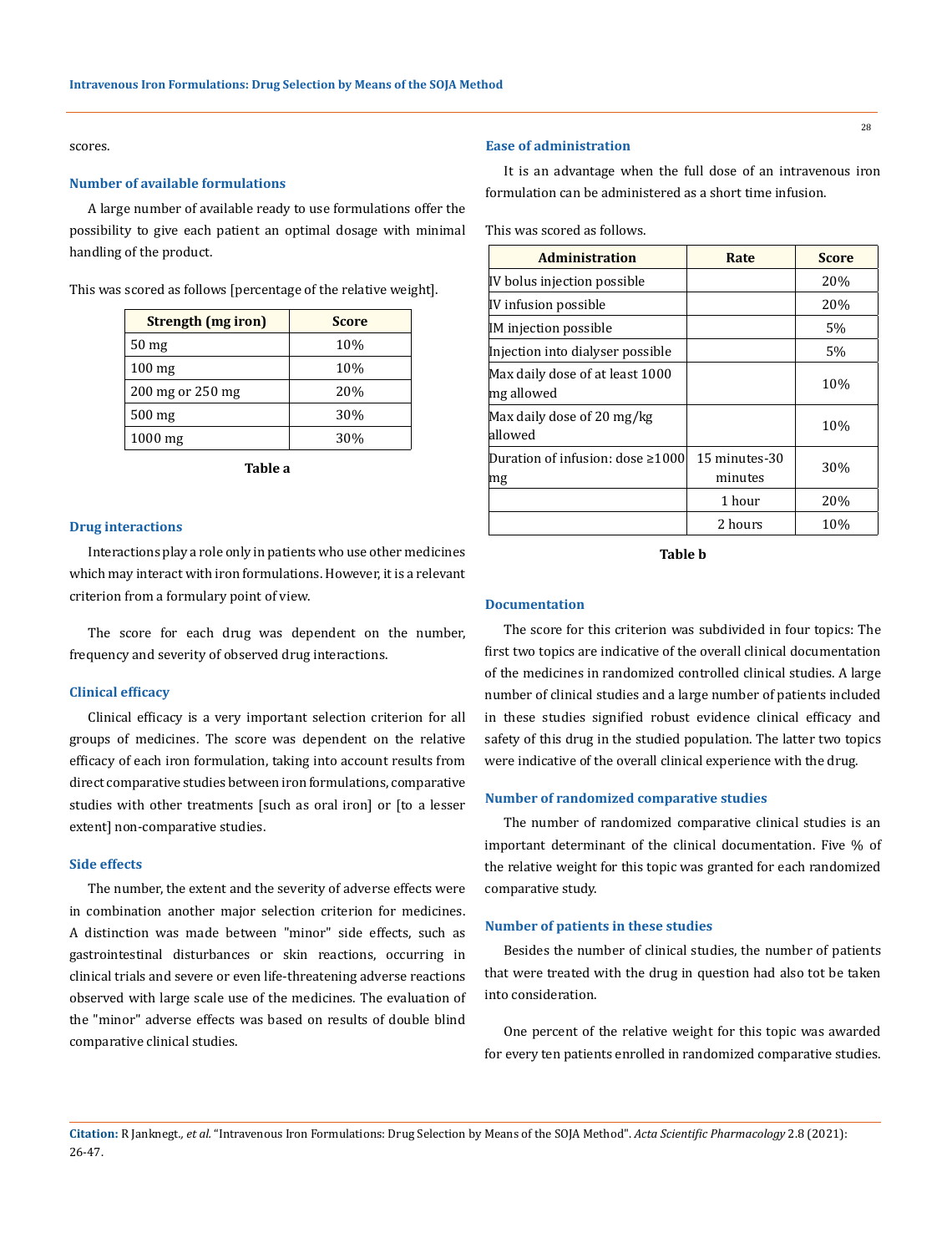scores.

### Number of available formulations

A large number of available ready to use formulations offer the possibility to give each patient an optimal dosage with minimal handling of the product.

This was scored as follows [percentage of the relative weight].

| Strength (mg iron) | Score |
| --- | --- |
| 50 mg | 10% |
| 100 mg | 10% |
| 200 mg or 250 mg | 20% |
| 500 mg | 30% |
| 1000 mg | 30% |

**Table a**

### Drug interactions

Interactions play a role only in patients who use other medicines which may interact with iron formulations. However, it is a relevant criterion from a formulary point of view.

The score for each drug was dependent on the number, frequency and severity of observed drug interactions.

### Clinical efficacy

Clinical efficacy is a very important selection criterion for all groups of medicines. The score was dependent on the relative efficacy of each iron formulation, taking into account results from direct comparative studies between iron formulations, comparative studies with other treatments [such as oral iron] or [to a lesser extent] non-comparative studies.

### Side effects

The number, the extent and the severity of adverse effects were in combination another major selection criterion for medicines. A distinction was made between "minor" side effects, such as gastrointestinal disturbances or skin reactions, occurring in clinical trials and severe or even life-threatening adverse reactions observed with large scale use of the medicines. The evaluation of the "minor" adverse effects was based on results of double blind comparative clinical studies.

### Ease of administration

It is an advantage when the full dose of an intravenous iron formulation can be administered as a short time infusion.

This was scored as follows.

| Administration | Rate | Score |
| --- | --- | --- |
| IV bolus injection possible | | 20% |
| IV infusion possible | | 20% |
| IM injection possible | | 5% |
| Injection into dialyser possible | | 5% |
| Max daily dose of at least 1000 mg allowed | | 10% |
| Max daily dose of 20 mg/kg allowed | | 10% |
| Duration of infusion: dose ≥1000 mg | 15 minutes-30 minutes | 30% |
| | 1 hour | 20% |
| | 2 hours | 10% |

**Table b**

### Documentation

The score for this criterion was subdivided in four topics: The first two topics are indicative of the overall clinical documentation of the medicines in randomized controlled clinical studies. A large number of clinical studies and a large number of patients included in these studies signified robust evidence clinical efficacy and safety of this drug in the studied population. The latter two topics were indicative of the overall clinical experience with the drug.

### Number of randomized comparative studies

The number of randomized comparative clinical studies is an important determinant of the clinical documentation. Five % of the relative weight for this topic was granted for each randomized comparative study.

### Number of patients in these studies

Besides the number of clinical studies, the number of patients that were treated with the drug in question had also tot be taken into consideration.

One percent of the relative weight for this topic was awarded for every ten patients enrolled in randomized comparative studies.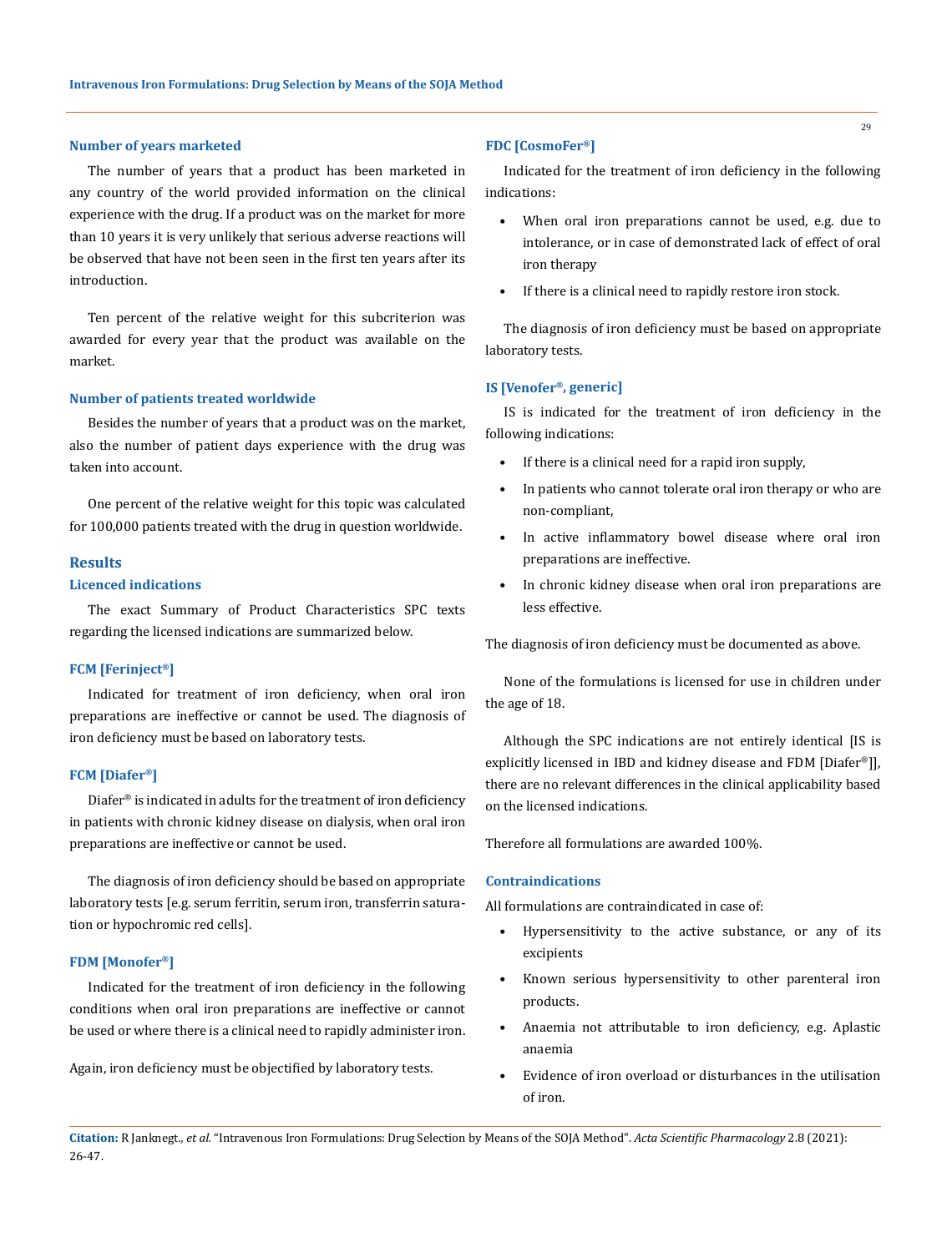#### Number of years marketed

The number of years that a product has been marketed in any country of the world provided information on the clinical experience with the drug. If a product was on the market for more than 10 years it is very unlikely that serious adverse reactions will be observed that have not been seen in the first ten years after its introduction.

Ten percent of the relative weight for this subcriterion was awarded for every year that the product was available on the market.

#### Number of patients treated worldwide

Besides the number of years that a product was on the market, also the number of patient days experience with the drug was taken into account.

One percent of the relative weight for this topic was calculated for 100,000 patients treated with the drug in question worldwide.

## Results

### Licenced indications

The exact Summary of Product Characteristics SPC texts regarding the licensed indications are summarized below.

#### FCM [Ferinject®]

Indicated for treatment of iron deficiency, when oral iron preparations are ineffective or cannot be used. The diagnosis of iron deficiency must be based on laboratory tests.

#### FCM [Diafer®]

Diafer® is indicated in adults for the treatment of iron deficiency in patients with chronic kidney disease on dialysis, when oral iron preparations are ineffective or cannot be used.

The diagnosis of iron deficiency should be based on appropriate laboratory tests [e.g. serum ferritin, serum iron, transferrin saturation or hypochromic red cells].

#### FDM [Monofer®]

Indicated for the treatment of iron deficiency in the following conditions when oral iron preparations are ineffective or cannot be used or where there is a clinical need to rapidly administer iron.

Again, iron deficiency must be objectified by laboratory tests.

#### FDC [CosmoFer®]

Indicated for the treatment of iron deficiency in the following indications:

- When oral iron preparations cannot be used, e.g. due to intolerance, or in case of demonstrated lack of effect of oral iron therapy
- If there is a clinical need to rapidly restore iron stock.

The diagnosis of iron deficiency must be based on appropriate laboratory tests.

#### IS [Venofer®, generic]

IS is indicated for the treatment of iron deficiency in the following indications:

- If there is a clinical need for a rapid iron supply,
- In patients who cannot tolerate oral iron therapy or who are non-compliant,
- In active inflammatory bowel disease where oral iron preparations are ineffective.
- In chronic kidney disease when oral iron preparations are less effective.

The diagnosis of iron deficiency must be documented as above.

None of the formulations is licensed for use in children under the age of 18.

Although the SPC indications are not entirely identical [IS is explicitly licensed in IBD and kidney disease and FDM [Diafer®]], there are no relevant differences in the clinical applicability based on the licensed indications.

Therefore all formulations are awarded 100%.

### Contraindications

All formulations are contraindicated in case of:

- Hypersensitivity to the active substance, or any of its excipients
- Known serious hypersensitivity to other parenteral iron products.
- Anaemia not attributable to iron deficiency, e.g. Aplastic anaemia
- Evidence of iron overload or disturbances in the utilisation of iron.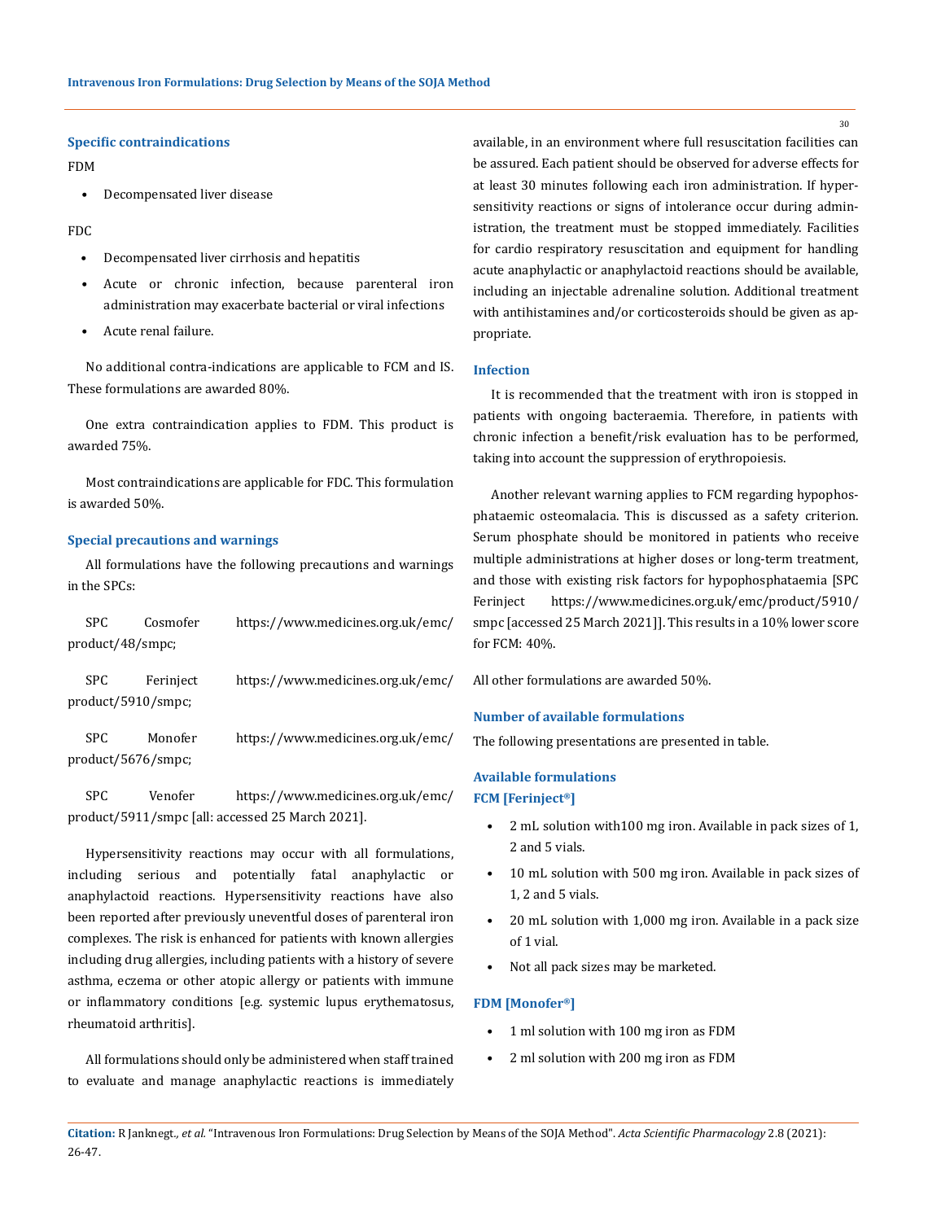### Specific contraindications

FDM

- Decompensated liver disease

FDC

- Decompensated liver cirrhosis and hepatitis
- Acute or chronic infection, because parenteral iron administration may exacerbate bacterial or viral infections
- Acute renal failure.

No additional contra-indications are applicable to FCM and IS. These formulations are awarded 80%.

One extra contraindication applies to FDM. This product is awarded 75%.

Most contraindications are applicable for FDC. This formulation is awarded 50%.

### Special precautions and warnings

All formulations have the following precautions and warnings in the SPCs:

SPC Cosmofer https://www.medicines.org.uk/emc/product/48/smpc;

SPC Ferinject https://www.medicines.org.uk/emc/product/5910/smpc;

SPC Monofer https://www.medicines.org.uk/emc/product/5676/smpc;

SPC Venofer https://www.medicines.org.uk/emc/product/5911/smpc [all: accessed 25 March 2021].

Hypersensitivity reactions may occur with all formulations, including serious and potentially fatal anaphylactic or anaphylactoid reactions. Hypersensitivity reactions have also been reported after previously uneventful doses of parenteral iron complexes. The risk is enhanced for patients with known allergies including drug allergies, including patients with a history of severe asthma, eczema or other atopic allergy or patients with immune or inflammatory conditions [e.g. systemic lupus erythematosus, rheumatoid arthritis].

All formulations should only be administered when staff trained to evaluate and manage anaphylactic reactions is immediately available, in an environment where full resuscitation facilities can be assured. Each patient should be observed for adverse effects for at least 30 minutes following each iron administration. If hypersensitivity reactions or signs of intolerance occur during administration, the treatment must be stopped immediately. Facilities for cardio respiratory resuscitation and equipment for handling acute anaphylactic or anaphylactoid reactions should be available, including an injectable adrenaline solution. Additional treatment with antihistamines and/or corticosteroids should be given as appropriate.

### Infection

It is recommended that the treatment with iron is stopped in patients with ongoing bacteraemia. Therefore, in patients with chronic infection a benefit/risk evaluation has to be performed, taking into account the suppression of erythropoiesis.

Another relevant warning applies to FCM regarding hypophosphataemic osteomalacia. This is discussed as a safety criterion. Serum phosphate should be monitored in patients who receive multiple administrations at higher doses or long-term treatment, and those with existing risk factors for hypophosphataemia [SPC Ferinject https://www.medicines.org.uk/emc/product/5910/smpc [accessed 25 March 2021]]. This results in a 10% lower score for FCM: 40%.

All other formulations are awarded 50%.

### Number of available formulations

The following presentations are presented in table.

### Available formulations

**FCM [Ferinject®]**

- 2 mL solution with100 mg iron. Available in pack sizes of 1, 2 and 5 vials.
- 10 mL solution with 500 mg iron. Available in pack sizes of 1, 2 and 5 vials.
- 20 mL solution with 1,000 mg iron. Available in a pack size of 1 vial.
- Not all pack sizes may be marketed.

**FDM [Monofer®]**

- 1 ml solution with 100 mg iron as FDM
- 2 ml solution with 200 mg iron as FDM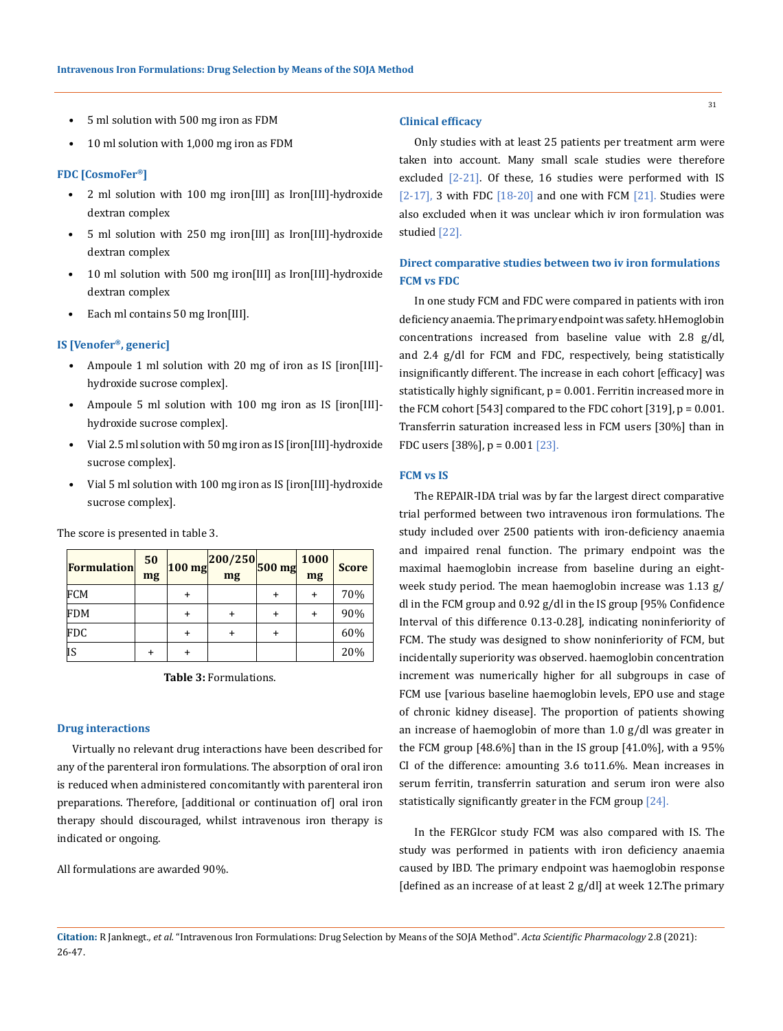- 5 ml solution with 500 mg iron as FDM
- 10 ml solution with 1,000 mg iron as FDM

### FDC [CosmoFer®]

- 2 ml solution with 100 mg iron[III] as Iron[III]-hydroxide dextran complex
- 5 ml solution with 250 mg iron[III] as Iron[III]-hydroxide dextran complex
- 10 ml solution with 500 mg iron[III] as Iron[III]-hydroxide dextran complex
- Each ml contains 50 mg Iron[III].

### IS [Venofer®, generic]

- Ampoule 1 ml solution with 20 mg of iron as IS [iron[III]-hydroxide sucrose complex].
- Ampoule 5 ml solution with 100 mg iron as IS [iron[III]-hydroxide sucrose complex].
- Vial 2.5 ml solution with 50 mg iron as IS [iron[III]-hydroxide sucrose complex].
- Vial 5 ml solution with 100 mg iron as IS [iron[III]-hydroxide sucrose complex].

The score is presented in table 3.

| Formulation | 50 mg | 100 mg | 200/250 mg | 500 mg | 1000 mg | Score |
|---|---|---|---|---|---|---|
| FCM | | + | | + | + | 70% |
| FDM | | + | + | + | + | 90% |
| FDC | | + | + | + | | 60% |
| IS | + | + | | | | 20% |

**Table 3:** Formulations.

### Drug interactions

Virtually no relevant drug interactions have been described for any of the parenteral iron formulations. The absorption of oral iron is reduced when administered concomitantly with parenteral iron preparations. Therefore, [additional or continuation of] oral iron therapy should discouraged, whilst intravenous iron therapy is indicated or ongoing.

All formulations are awarded 90%.

### Clinical efficacy

Only studies with at least 25 patients per treatment arm were taken into account. Many small scale studies were therefore excluded [2-21]. Of these, 16 studies were performed with IS [2-17], 3 with FDC [18-20] and one with FCM [21]. Studies were also excluded when it was unclear which iv iron formulation was studied [22].

### Direct comparative studies between two iv iron formulations FCM vs FDC

In one study FCM and FDC were compared in patients with iron deficiency anaemia. The primary endpoint was safety. hHemoglobin concentrations increased from baseline value with 2.8 g/dl, and 2.4 g/dl for FCM and FDC, respectively, being statistically insignificantly different. The increase in each cohort [efficacy] was statistically highly significant, p = 0.001. Ferritin increased more in the FCM cohort [543] compared to the FDC cohort [319], p = 0.001. Transferrin saturation increased less in FCM users [30%] than in FDC users [38%], p = 0.001 [23].

### FCM vs IS

The REPAIR-IDA trial was by far the largest direct comparative trial performed between two intravenous iron formulations. The study included over 2500 patients with iron-deficiency anaemia and impaired renal function. The primary endpoint was the maximal haemoglobin increase from baseline during an eight-week study period. The mean haemoglobin increase was 1.13 g/dl in the FCM group and 0.92 g/dl in the IS group [95% Confidence Interval of this difference 0.13-0.28], indicating noninferiority of FCM. The study was designed to show noninferiority of FCM, but incidentally superiority was observed. haemoglobin concentration increment was numerically higher for all subgroups in case of FCM use [various baseline haemoglobin levels, EPO use and stage of chronic kidney disease]. The proportion of patients showing an increase of haemoglobin of more than 1.0 g/dl was greater in the FCM group [48.6%] than in the IS group [41.0%], with a 95% CI of the difference: amounting 3.6 to11.6%. Mean increases in serum ferritin, transferrin saturation and serum iron were also statistically significantly greater in the FCM group [24].

In the FERGIcor study FCM was also compared with IS. The study was performed in patients with iron deficiency anaemia caused by IBD. The primary endpoint was haemoglobin response [defined as an increase of at least 2 g/dl] at week 12.The primary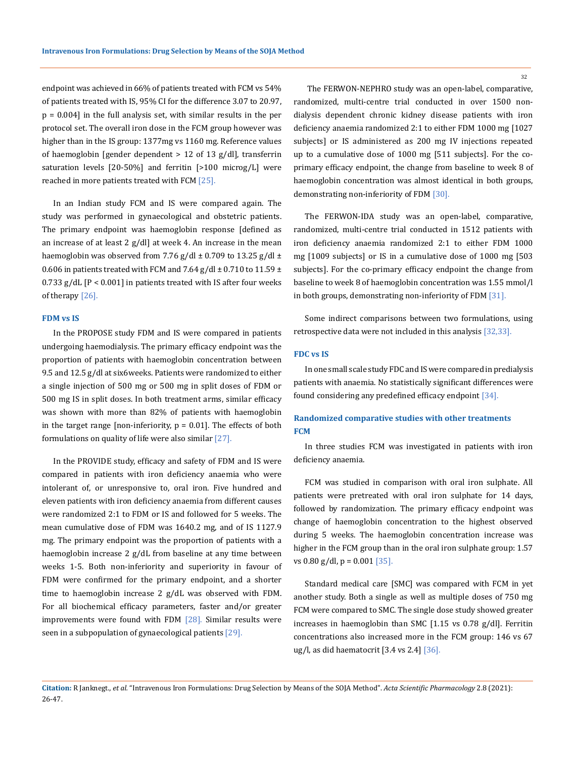endpoint was achieved in 66% of patients treated with FCM vs 54% of patients treated with IS, 95% CI for the difference 3.07 to 20.97, p = 0.004] in the full analysis set, with similar results in the per protocol set. The overall iron dose in the FCM group however was higher than in the IS group: 1377mg vs 1160 mg. Reference values of haemoglobin [gender dependent > 12 of 13 g/dl], transferrin saturation levels [20-50%] and ferritin [>100 microg/L] were reached in more patients treated with FCM [25].

In an Indian study FCM and IS were compared again. The study was performed in gynaecological and obstetric patients. The primary endpoint was haemoglobin response [defined as an increase of at least 2 g/dl] at week 4. An increase in the mean haemoglobin was observed from 7.76 g/dl ± 0.709 to 13.25 g/dl ± 0.606 in patients treated with FCM and 7.64 g/dl ± 0.710 to 11.59 ± 0.733 g/dL [P < 0.001] in patients treated with IS after four weeks of therapy [26].

### FDM vs IS

In the PROPOSE study FDM and IS were compared in patients undergoing haemodialysis. The primary efficacy endpoint was the proportion of patients with haemoglobin concentration between 9.5 and 12.5 g/dl at six6weeks. Patients were randomized to either a single injection of 500 mg or 500 mg in split doses of FDM or 500 mg IS in split doses. In both treatment arms, similar efficacy was shown with more than 82% of patients with haemoglobin in the target range [non-inferiority, p = 0.01]. The effects of both formulations on quality of life were also similar [27].

In the PROVIDE study, efficacy and safety of FDM and IS were compared in patients with iron deficiency anaemia who were intolerant of, or unresponsive to, oral iron. Five hundred and eleven patients with iron deficiency anaemia from different causes were randomized 2:1 to FDM or IS and followed for 5 weeks. The mean cumulative dose of FDM was 1640.2 mg, and of IS 1127.9 mg. The primary endpoint was the proportion of patients with a haemoglobin increase 2 g/dL from baseline at any time between weeks 1-5. Both non-inferiority and superiority in favour of FDM were confirmed for the primary endpoint, and a shorter time to haemoglobin increase 2 g/dL was observed with FDM. For all biochemical efficacy parameters, faster and/or greater improvements were found with FDM [28]. Similar results were seen in a subpopulation of gynaecological patients [29].

The FERWON-NEPHRO study was an open-label, comparative, randomized, multi-centre trial conducted in over 1500 non-dialysis dependent chronic kidney disease patients with iron deficiency anaemia randomized 2:1 to either FDM 1000 mg [1027 subjects] or IS administered as 200 mg IV injections repeated up to a cumulative dose of 1000 mg [511 subjects]. For the co-primary efficacy endpoint, the change from baseline to week 8 of haemoglobin concentration was almost identical in both groups, demonstrating non-inferiority of FDM [30].

The FERWON-IDA study was an open-label, comparative, randomized, multi-centre trial conducted in 1512 patients with iron deficiency anaemia randomized 2:1 to either FDM 1000 mg [1009 subjects] or IS in a cumulative dose of 1000 mg [503 subjects]. For the co-primary efficacy endpoint the change from baseline to week 8 of haemoglobin concentration was 1.55 mmol/l in both groups, demonstrating non-inferiority of FDM [31].

Some indirect comparisons between two formulations, using retrospective data were not included in this analysis [32,33].

### FDC vs IS

In one small scale study FDC and IS were compared in predialysis patients with anaemia. No statistically significant differences were found considering any predefined efficacy endpoint [34].

### Randomized comparative studies with other treatments

### FCM

In three studies FCM was investigated in patients with iron deficiency anaemia.

FCM was studied in comparison with oral iron sulphate. All patients were pretreated with oral iron sulphate for 14 days, followed by randomization. The primary efficacy endpoint was change of haemoglobin concentration to the highest observed during 5 weeks. The haemoglobin concentration increase was higher in the FCM group than in the oral iron sulphate group: 1.57 vs 0.80 g/dl, p = 0.001 [35].

Standard medical care [SMC] was compared with FCM in yet another study. Both a single as well as multiple doses of 750 mg FCM were compared to SMC. The single dose study showed greater increases in haemoglobin than SMC [1.15 vs 0.78 g/dl]. Ferritin concentrations also increased more in the FCM group: 146 vs 67 ug/l, as did haematocrit [3.4 vs 2.4] [36].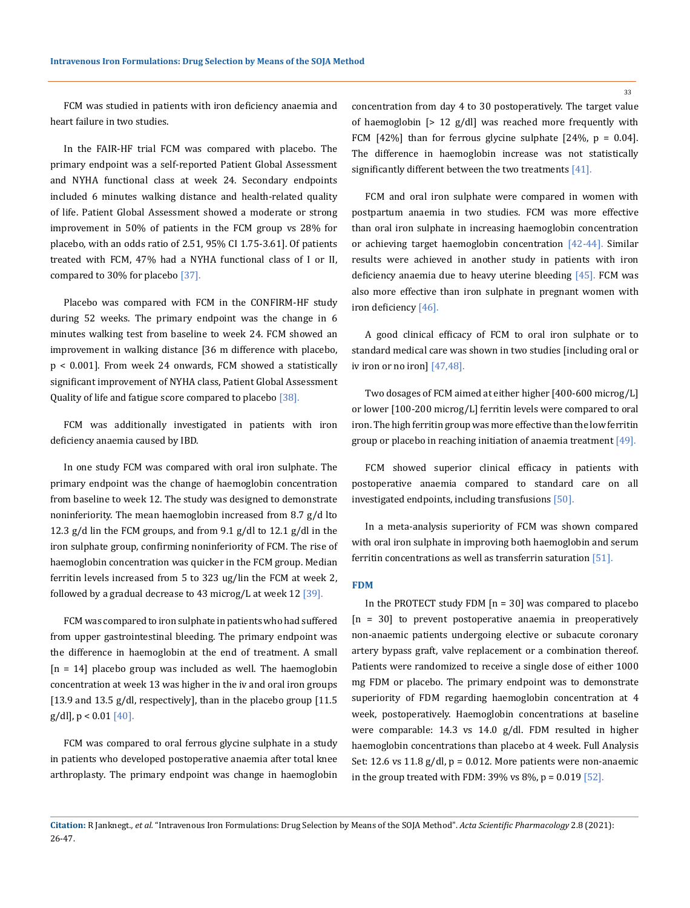FCM was studied in patients with iron deficiency anaemia and heart failure in two studies.

In the FAIR-HF trial FCM was compared with placebo. The primary endpoint was a self-reported Patient Global Assessment and NYHA functional class at week 24. Secondary endpoints included 6 minutes walking distance and health-related quality of life. Patient Global Assessment showed a moderate or strong improvement in 50% of patients in the FCM group vs 28% for placebo, with an odds ratio of 2.51, 95% CI 1.75-3.61]. Of patients treated with FCM, 47% had a NYHA functional class of I or II, compared to 30% for placebo [37].

Placebo was compared with FCM in the CONFIRM-HF study during 52 weeks. The primary endpoint was the change in 6 minutes walking test from baseline to week 24. FCM showed an improvement in walking distance [36 m difference with placebo, $p < 0.001$]. From week 24 onwards, FCM showed a statistically significant improvement of NYHA class, Patient Global Assessment Quality of life and fatigue score compared to placebo [38].

FCM was additionally investigated in patients with iron deficiency anaemia caused by IBD.

In one study FCM was compared with oral iron sulphate. The primary endpoint was the change of haemoglobin concentration from baseline to week 12. The study was designed to demonstrate noninferiority. The mean haemoglobin increased from 8.7 g/d lto 12.3 g/d lin the FCM groups, and from 9.1 g/dl to 12.1 g/dl in the iron sulphate group, confirming noninferiority of FCM. The rise of haemoglobin concentration was quicker in the FCM group. Median ferritin levels increased from 5 to 323 ug/lin the FCM at week 2, followed by a gradual decrease to 43 microg/L at week 12 [39].

FCM was compared to iron sulphate in patients who had suffered from upper gastrointestinal bleeding. The primary endpoint was the difference in haemoglobin at the end of treatment. A small [n = 14] placebo group was included as well. The haemoglobin concentration at week 13 was higher in the iv and oral iron groups [13.9 and 13.5 g/dl, respectively], than in the placebo group [11.5 g/dl], $p < 0.01$ [40].

FCM was compared to oral ferrous glycine sulphate in a study in patients who developed postoperative anaemia after total knee arthroplasty. The primary endpoint was change in haemoglobin concentration from day 4 to 30 postoperatively. The target value of haemoglobin [> 12 g/dl] was reached more frequently with FCM [42%] than for ferrous glycine sulphate [24%, $p = 0.04$]. The difference in haemoglobin increase was not statistically significantly different between the two treatments [41].

FCM and oral iron sulphate were compared in women with postpartum anaemia in two studies. FCM was more effective than oral iron sulphate in increasing haemoglobin concentration or achieving target haemoglobin concentration [42-44]. Similar results were achieved in another study in patients with iron deficiency anaemia due to heavy uterine bleeding [45]. FCM was also more effective than iron sulphate in pregnant women with iron deficiency [46].

A good clinical efficacy of FCM to oral iron sulphate or to standard medical care was shown in two studies [including oral or iv iron or no iron] [47,48].

Two dosages of FCM aimed at either higher [400-600 microg/L] or lower [100-200 microg/L] ferritin levels were compared to oral iron. The high ferritin group was more effective than the low ferritin group or placebo in reaching initiation of anaemia treatment [49].

FCM showed superior clinical efficacy in patients with postoperative anaemia compared to standard care on all investigated endpoints, including transfusions [50].

In a meta-analysis superiority of FCM was shown compared with oral iron sulphate in improving both haemoglobin and serum ferritin concentrations as well as transferrin saturation [51].

### FDM

In the PROTECT study FDM [n = 30] was compared to placebo [n = 30] to prevent postoperative anaemia in preoperatively non-anaemic patients undergoing elective or subacute coronary artery bypass graft, valve replacement or a combination thereof. Patients were randomized to receive a single dose of either 1000 mg FDM or placebo. The primary endpoint was to demonstrate superiority of FDM regarding haemoglobin concentration at 4 week, postoperatively. Haemoglobin concentrations at baseline were comparable: 14.3 vs 14.0 g/dl. FDM resulted in higher haemoglobin concentrations than placebo at 4 week. Full Analysis Set: 12.6 vs 11.8 g/dl, $p = 0.012$. More patients were non-anaemic in the group treated with FDM: 39% vs 8%, $p = 0.019$ [52].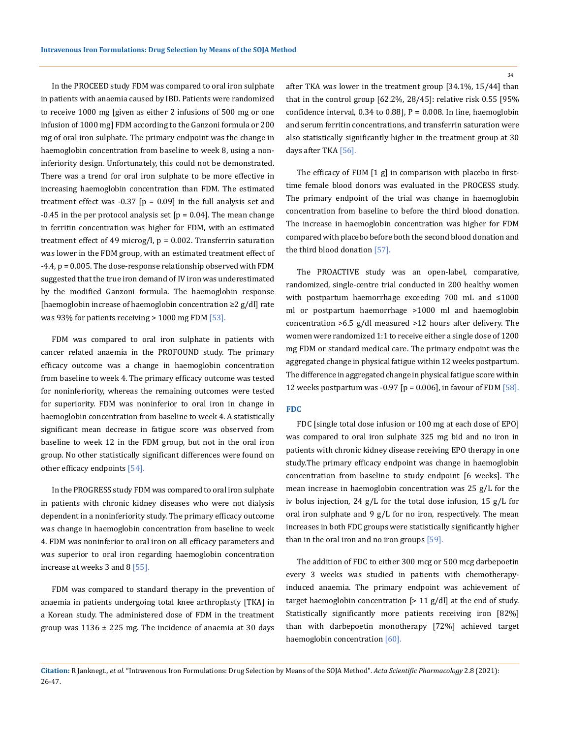In the PROCEED study FDM was compared to oral iron sulphate in patients with anaemia caused by IBD. Patients were randomized to receive 1000 mg [given as either 2 infusions of 500 mg or one infusion of 1000 mg] FDM according to the Ganzoni formula or 200 mg of oral iron sulphate. The primary endpoint was the change in haemoglobin concentration from baseline to week 8, using a non-inferiority design. Unfortunately, this could not be demonstrated. There was a trend for oral iron sulphate to be more effective in increasing haemoglobin concentration than FDM. The estimated treatment effect was -0.37 [p = 0.09] in the full analysis set and -0.45 in the per protocol analysis set [p = 0.04]. The mean change in ferritin concentration was higher for FDM, with an estimated treatment effect of 49 microg/l, p = 0.002. Transferrin saturation was lower in the FDM group, with an estimated treatment effect of -4.4, p = 0.005. The dose-response relationship observed with FDM suggested that the true iron demand of IV iron was underestimated by the modified Ganzoni formula. The haemoglobin response [haemoglobin increase of haemoglobin concentration ≥2 g/dl] rate was 93% for patients receiving > 1000 mg FDM [53].

FDM was compared to oral iron sulphate in patients with cancer related anaemia in the PROFOUND study. The primary efficacy outcome was a change in haemoglobin concentration from baseline to week 4. The primary efficacy outcome was tested for noninferiority, whereas the remaining outcomes were tested for superiority. FDM was noninferior to oral iron in change in haemoglobin concentration from baseline to week 4. A statistically significant mean decrease in fatigue score was observed from baseline to week 12 in the FDM group, but not in the oral iron group. No other statistically significant differences were found on other efficacy endpoints [54].

In the PROGRESS study FDM was compared to oral iron sulphate in patients with chronic kidney diseases who were not dialysis dependent in a noninferiority study. The primary efficacy outcome was change in haemoglobin concentration from baseline to week 4. FDM was noninferior to oral iron on all efficacy parameters and was superior to oral iron regarding haemoglobin concentration increase at weeks 3 and 8 [55].

FDM was compared to standard therapy in the prevention of anaemia in patients undergoing total knee arthroplasty [TKA] in a Korean study. The administered dose of FDM in the treatment group was 1136 ± 225 mg. The incidence of anaemia at 30 days after TKA was lower in the treatment group [34.1%, 15/44] than that in the control group [62.2%, 28/45]: relative risk 0.55 [95% confidence interval, 0.34 to 0.88], P = 0.008. In line, haemoglobin and serum ferritin concentrations, and transferrin saturation were also statistically significantly higher in the treatment group at 30 days after TKA [56].

The efficacy of FDM [1 g] in comparison with placebo in first-time female blood donors was evaluated in the PROCESS study. The primary endpoint of the trial was change in haemoglobin concentration from baseline to before the third blood donation. The increase in haemoglobin concentration was higher for FDM compared with placebo before both the second blood donation and the third blood donation [57].

The PROACTIVE study was an open-label, comparative, randomized, single-centre trial conducted in 200 healthy women with postpartum haemorrhage exceeding 700 mL and ≤1000 ml or postpartum haemorrhage >1000 ml and haemoglobin concentration >6.5 g/dl measured >12 hours after delivery. The women were randomized 1:1 to receive either a single dose of 1200 mg FDM or standard medical care. The primary endpoint was the aggregated change in physical fatigue within 12 weeks postpartum. The difference in aggregated change in physical fatigue score within 12 weeks postpartum was -0.97 [p = 0.006], in favour of FDM [58].

### FDC

FDC [single total dose infusion or 100 mg at each dose of EPO] was compared to oral iron sulphate 325 mg bid and no iron in patients with chronic kidney disease receiving EPO therapy in one study.The primary efficacy endpoint was change in haemoglobin concentration from baseline to study endpoint [6 weeks]. The mean increase in haemoglobin concentration was 25 g/L for the iv bolus injection, 24 g/L for the total dose infusion, 15 g/L for oral iron sulphate and 9 g/L for no iron, respectively. The mean increases in both FDC groups were statistically significantly higher than in the oral iron and no iron groups [59].

The addition of FDC to either 300 mcg or 500 mcg darbepoetin every 3 weeks was studied in patients with chemotherapy-induced anaemia. The primary endpoint was achievement of target haemoglobin concentration [> 11 g/dl] at the end of study. Statistically significantly more patients receiving iron [82%] than with darbepoetin monotherapy [72%] achieved target haemoglobin concentration [60].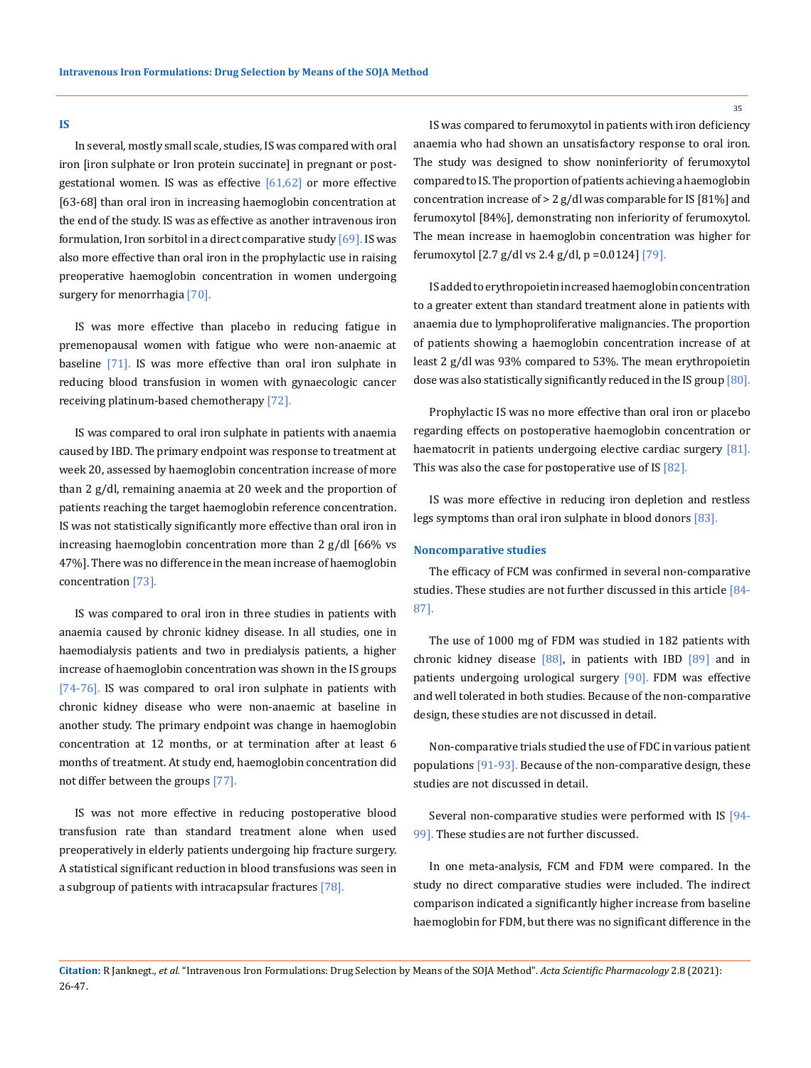### IS

In several, mostly small scale, studies, IS was compared with oral iron [iron sulphate or Iron protein succinate] in pregnant or post-gestational women. IS was as effective [61,62] or more effective [63-68] than oral iron in increasing haemoglobin concentration at the end of the study. IS was as effective as another intravenous iron formulation, Iron sorbitol in a direct comparative study [69]. IS was also more effective than oral iron in the prophylactic use in raising preoperative haemoglobin concentration in women undergoing surgery for menorrhagia [70].

IS was more effective than placebo in reducing fatigue in premenopausal women with fatigue who were non-anaemic at baseline [71]. IS was more effective than iron sulphate in reducing blood transfusion in women with gynaecologic cancer receiving platinum-based chemotherapy [72].

IS was compared to oral iron sulphate in patients with anaemia caused by IBD. The primary endpoint was response to treatment at week 20, assessed by haemoglobin concentration increase of more than 2 g/dl, remaining anaemia at 20 week and the proportion of patients reaching the target haemoglobin reference concentration. IS was not statistically significantly more effective than oral iron in increasing haemoglobin concentration more than 2 g/dl [66% vs 47%]. There was no difference in the mean increase of haemoglobin concentration [73].

IS was compared to oral iron in three studies in patients with anaemia caused by chronic kidney disease. In all studies, one in haemodialysis patients and two in predialysis patients, a higher increase of haemoglobin concentration was shown in the IS groups [74-76]. IS was compared to oral iron sulphate in patients with chronic kidney disease who were non-anaemic at baseline in another study. The primary endpoint was change in haemoglobin concentration at 12 months, or at termination after at least 6 months of treatment. At study end, haemoglobin concentration did not differ between the groups [77].

IS was not more effective in reducing postoperative blood transfusion rate than standard treatment alone when used preoperatively in elderly patients undergoing hip fracture surgery. A statistical significant reduction in blood transfusions was seen in a subgroup of patients with intracapsular fractures [78].

IS was compared to ferumoxytol in patients with iron deficiency anaemia who had shown an unsatisfactory response to oral iron. The study was designed to show noninferiority of ferumoxytol compared to IS. The proportion of patients achieving a haemoglobin concentration increase of > 2 g/dl was comparable for IS [81%] and ferumoxytol [84%], demonstrating non inferiority of ferumoxytol. The mean increase in haemoglobin concentration was higher for ferumoxytol [2.7 g/dl vs 2.4 g/dl, p =0.0124] [79].

IS added to erythropoietin increased haemoglobin concentration to a greater extent than standard treatment alone in patients with anaemia due to lymphoproliferative malignancies. The proportion of patients showing a haemoglobin concentration increase of at least 2 g/dl was 93% compared to 53%. The mean erythropoietin dose was also statistically significantly reduced in the IS group [80].

Prophylactic IS was no more effective than oral iron or placebo regarding effects on postoperative haemoglobin concentration or haematocrit in patients undergoing elective cardiac surgery [81]. This was also the case for postoperative use of IS [82].

IS was more effective in reducing iron depletion and restless legs symptoms than oral iron sulphate in blood donors [83].

### Noncomparative studies

The efficacy of FCM was confirmed in several non-comparative studies. These studies are not further discussed in this article [84-87].

The use of 1000 mg of FDM was studied in 182 patients with chronic kidney disease [88], in patients with IBD [89] and in patients undergoing urological surgery [90]. FDM was effective and well tolerated in both studies. Because of the non-comparative design, these studies are not discussed in detail.

Non-comparative trials studied the use of FDC in various patient populations [91-93]. Because of the non-comparative design, these studies are not discussed in detail.

Several non-comparative studies were performed with IS [94-99]. These studies are not further discussed.

In one meta-analysis, FCM and FDM were compared. In the study no direct comparative studies were included. The indirect comparison indicated a significantly higher increase from baseline haemoglobin for FDM, but there was no significant difference in the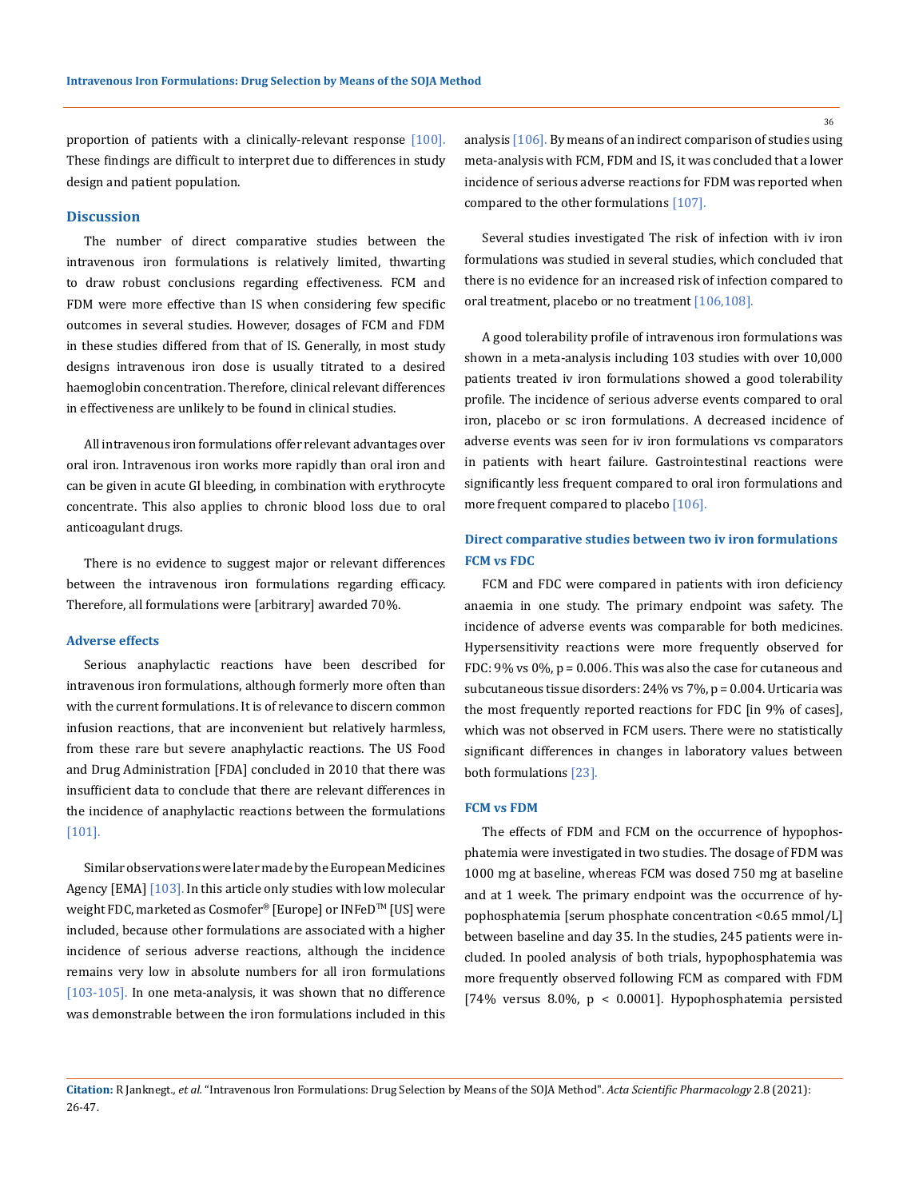proportion of patients with a clinically-relevant response [100]. These findings are difficult to interpret due to differences in study design and patient population.

## Discussion

The number of direct comparative studies between the intravenous iron formulations is relatively limited, thwarting to draw robust conclusions regarding effectiveness. FCM and FDM were more effective than IS when considering few specific outcomes in several studies. However, dosages of FCM and FDM in these studies differed from that of IS. Generally, in most study designs intravenous iron dose is usually titrated to a desired haemoglobin concentration. Therefore, clinical relevant differences in effectiveness are unlikely to be found in clinical studies.

All intravenous iron formulations offer relevant advantages over oral iron. Intravenous iron works more rapidly than oral iron and can be given in acute GI bleeding, in combination with erythrocyte concentrate. This also applies to chronic blood loss due to oral anticoagulant drugs.

There is no evidence to suggest major or relevant differences between the intravenous iron formulations regarding efficacy. Therefore, all formulations were [arbitrary] awarded 70%.

### Adverse effects

Serious anaphylactic reactions have been described for intravenous iron formulations, although formerly more often than with the current formulations. It is of relevance to discern common infusion reactions, that are inconvenient but relatively harmless, from these rare but severe anaphylactic reactions. The US Food and Drug Administration [FDA] concluded in 2010 that there was insufficient data to conclude that there are relevant differences in the incidence of anaphylactic reactions between the formulations [101].

Similar observations were later made by the European Medicines Agency [EMA] [103]. In this article only studies with low molecular weight FDC, marketed as Cosmofer® [Europe] or INFeD™ [US] were included, because other formulations are associated with a higher incidence of serious adverse reactions, although the incidence remains very low in absolute numbers for all iron formulations [103-105]. In one meta-analysis, it was shown that no difference was demonstrable between the iron formulations included in this analysis [106]. By means of an indirect comparison of studies using meta-analysis with FCM, FDM and IS, it was concluded that a lower incidence of serious adverse reactions for FDM was reported when compared to the other formulations [107].

Several studies investigated The risk of infection with iv iron formulations was studied in several studies, which concluded that there is no evidence for an increased risk of infection compared to oral treatment, placebo or no treatment [106,108].

A good tolerability profile of intravenous iron formulations was shown in a meta-analysis including 103 studies with over 10,000 patients treated iv iron formulations showed a good tolerability profile. The incidence of serious adverse events compared to oral iron, placebo or sc iron formulations. A decreased incidence of adverse events was seen for iv iron formulations vs comparators in patients with heart failure. Gastrointestinal reactions were significantly less frequent compared to oral iron formulations and more frequent compared to placebo [106].

### Direct comparative studies between two iv iron formulations

#### FCM vs FDC

FCM and FDC were compared in patients with iron deficiency anaemia in one study. The primary endpoint was safety. The incidence of adverse events was comparable for both medicines. Hypersensitivity reactions were more frequently observed for FDC: 9% vs 0%, $p = 0.006$. This was also the case for cutaneous and subcutaneous tissue disorders: 24% vs 7%, $p = 0.004$. Urticaria was the most frequently reported reactions for FDC [in 9% of cases], which was not observed in FCM users. There were no statistically significant differences in changes in laboratory values between both formulations [23].

#### FCM vs FDM

The effects of FDM and FCM on the occurrence of hypophosphatemia were investigated in two studies. The dosage of FDM was 1000 mg at baseline, whereas FCM was dosed 750 mg at baseline and at 1 week. The primary endpoint was the occurrence of hypophosphatemia [serum phosphate concentration <0.65 mmol/L] between baseline and day 35. In the studies, 245 patients were included. In pooled analysis of both trials, hypophosphatemia was more frequently observed following FCM as compared with FDM [74% versus 8.0%, $p < 0.0001$]. Hypophosphatemia persisted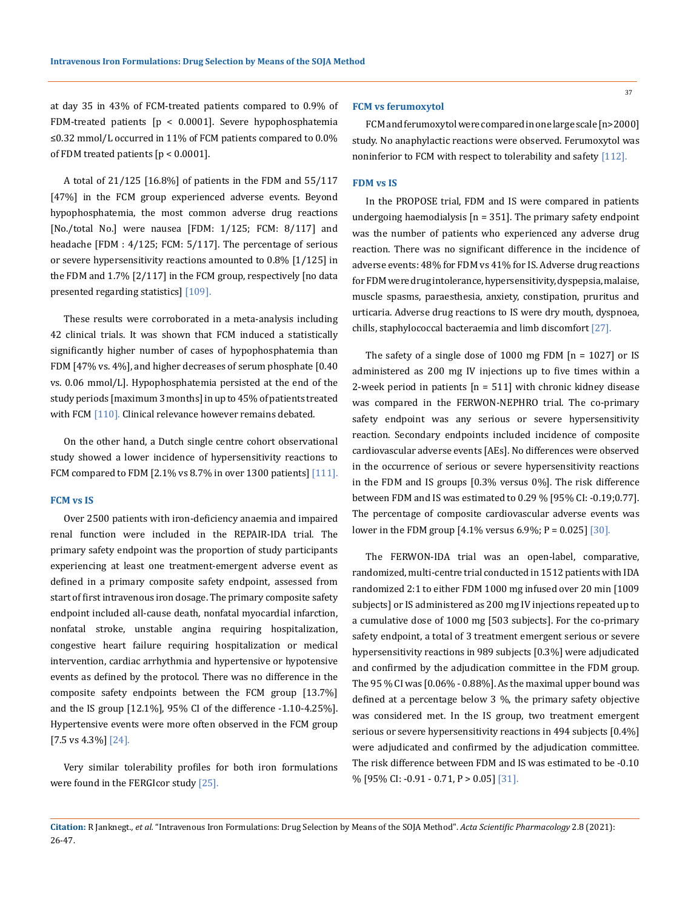at day 35 in 43% of FCM-treated patients compared to 0.9% of FDM-treated patients [$p < 0.0001$]. Severe hypophosphatemia ≤0.32 mmol/L occurred in 11% of FCM patients compared to 0.0% of FDM treated patients [$p < 0.0001$].

A total of 21/125 [16.8%] of patients in the FDM and 55/117 [47%] in the FCM group experienced adverse events. Beyond hypophosphatemia, the most common adverse drug reactions [No./total No.] were nausea [FDM: 1/125; FCM: 8/117] and headache [FDM : 4/125; FCM: 5/117]. The percentage of serious or severe hypersensitivity reactions amounted to 0.8% [1/125] in the FDM and 1.7% [2/117] in the FCM group, respectively [no data presented regarding statistics] [109].

These results were corroborated in a meta-analysis including 42 clinical trials. It was shown that FCM induced a statistically significantly higher number of cases of hypophosphatemia than FDM [47% vs. 4%], and higher decreases of serum phosphate [0.40 vs. 0.06 mmol/L]. Hypophosphatemia persisted at the end of the study periods [maximum 3 months] in up to 45% of patients treated with FCM [110]. Clinical relevance however remains debated.

On the other hand, a Dutch single centre cohort observational study showed a lower incidence of hypersensitivity reactions to FCM compared to FDM [2.1% vs 8.7% in over 1300 patients] [111].

### FCM vs IS

Over 2500 patients with iron-deficiency anaemia and impaired renal function were included in the REPAIR-IDA trial. The primary safety endpoint was the proportion of study participants experiencing at least one treatment-emergent adverse event as defined in a primary composite safety endpoint, assessed from start of first intravenous iron dosage. The primary composite safety endpoint included all-cause death, nonfatal myocardial infarction, nonfatal stroke, unstable angina requiring hospitalization, congestive heart failure requiring hospitalization or medical intervention, cardiac arrhythmia and hypertensive or hypotensive events as defined by the protocol. There was no difference in the composite safety endpoints between the FCM group [13.7%] and the IS group [12.1%], 95% CI of the difference -1.10-4.25%]. Hypertensive events were more often observed in the FCM group [7.5 vs 4.3%] [24].

Very similar tolerability profiles for both iron formulations were found in the FERGIcor study [25].

### FCM vs ferumoxytol

FCM and ferumoxytol were compared in one large scale [n>2000] study. No anaphylactic reactions were observed. Ferumoxytol was noninferior to FCM with respect to tolerability and safety [112].

### FDM vs IS

In the PROPOSE trial, FDM and IS were compared in patients undergoing haemodialysis [n = 351]. The primary safety endpoint was the number of patients who experienced any adverse drug reaction. There was no significant difference in the incidence of adverse events: 48% for FDM vs 41% for IS. Adverse drug reactions for FDM were drug intolerance, hypersensitivity, dyspepsia, malaise, muscle spasms, paraesthesia, anxiety, constipation, pruritus and urticaria. Adverse drug reactions to IS were dry mouth, dyspnoea, chills, staphylococcal bacteraemia and limb discomfort [27].

The safety of a single dose of 1000 mg FDM [n = 1027] or IS administered as 200 mg IV injections up to five times within a 2-week period in patients [n = 511] with chronic kidney disease was compared in the FERWON-NEPHRO trial. The co-primary safety endpoint was any serious or severe hypersensitivity reaction. Secondary endpoints included incidence of composite cardiovascular adverse events [AEs]. No differences were observed in the occurrence of serious or severe hypersensitivity reactions in the FDM and IS groups [0.3% versus 0%]. The risk difference between FDM and IS was estimated to 0.29 % [95% CI: -0.19;0.77]. The percentage of composite cardiovascular adverse events was lower in the FDM group [4.1% versus 6.9%; $P = 0.025$] [30].

The FERWON-IDA trial was an open-label, comparative, randomized, multi-centre trial conducted in 1512 patients with IDA randomized 2:1 to either FDM 1000 mg infused over 20 min [1009 subjects] or IS administered as 200 mg IV injections repeated up to a cumulative dose of 1000 mg [503 subjects]. For the co-primary safety endpoint, a total of 3 treatment emergent serious or severe hypersensitivity reactions in 989 subjects [0.3%] were adjudicated and confirmed by the adjudication committee in the FDM group. The 95 % CI was [0.06% - 0.88%]. As the maximal upper bound was defined at a percentage below 3 %, the primary safety objective was considered met. In the IS group, two treatment emergent serious or severe hypersensitivity reactions in 494 subjects [0.4%] were adjudicated and confirmed by the adjudication committee. The risk difference between FDM and IS was estimated to be -0.10 % [95% CI: -0.91 - 0.71, $P > 0.05$] [31].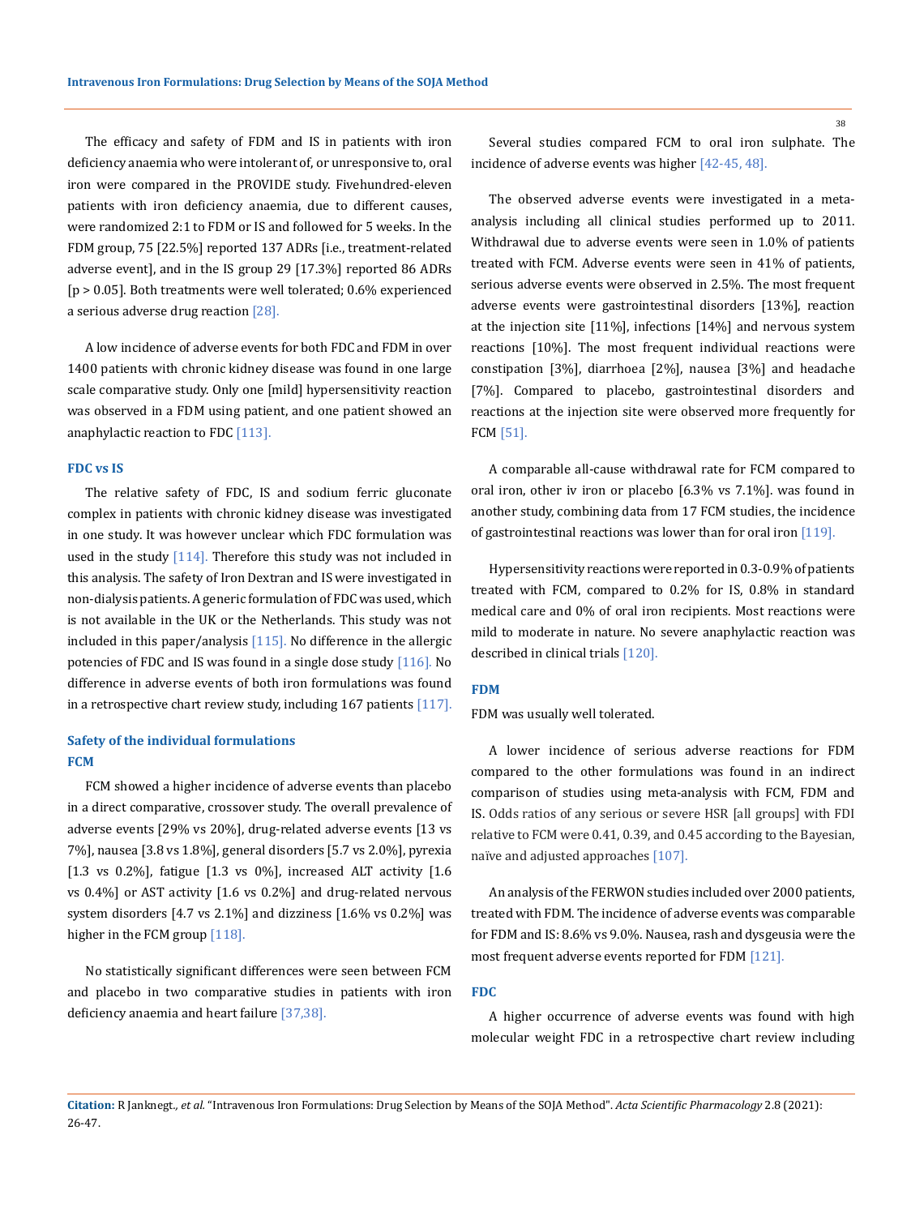The efficacy and safety of FDM and IS in patients with iron deficiency anaemia who were intolerant of, or unresponsive to, oral iron were compared in the PROVIDE study. Fivehundred-eleven patients with iron deficiency anaemia, due to different causes, were randomized 2:1 to FDM or IS and followed for 5 weeks. In the FDM group, 75 [22.5%] reported 137 ADRs [i.e., treatment-related adverse event], and in the IS group 29 [17.3%] reported 86 ADRs [p > 0.05]. Both treatments were well tolerated; 0.6% experienced a serious adverse drug reaction [28].

A low incidence of adverse events for both FDC and FDM in over 1400 patients with chronic kidney disease was found in one large scale comparative study. Only one [mild] hypersensitivity reaction was observed in a FDM using patient, and one patient showed an anaphylactic reaction to FDC [113].

### FDC vs IS

The relative safety of FDC, IS and sodium ferric gluconate complex in patients with chronic kidney disease was investigated in one study. It was however unclear which FDC formulation was used in the study [114]. Therefore this study was not included in this analysis. The safety of Iron Dextran and IS were investigated in non-dialysis patients. A generic formulation of FDC was used, which is not available in the UK or the Netherlands. This study was not included in this paper/analysis [115]. No difference in the allergic potencies of FDC and IS was found in a single dose study [116]. No difference in adverse events of both iron formulations was found in a retrospective chart review study, including 167 patients [117].

## Safety of the individual formulations

### FCM

FCM showed a higher incidence of adverse events than placebo in a direct comparative, crossover study. The overall prevalence of adverse events [29% vs 20%], drug-related adverse events [13 vs 7%], nausea [3.8 vs 1.8%], general disorders [5.7 vs 2.0%], pyrexia [1.3 vs 0.2%], fatigue [1.3 vs 0%], increased ALT activity [1.6 vs 0.4%] or AST activity [1.6 vs 0.2%] and drug-related nervous system disorders [4.7 vs 2.1%] and dizziness [1.6% vs 0.2%] was higher in the FCM group [118].

No statistically significant differences were seen between FCM and placebo in two comparative studies in patients with iron deficiency anaemia and heart failure [37,38].

Several studies compared FCM to oral iron sulphate. The incidence of adverse events was higher [42-45, 48].

The observed adverse events were investigated in a meta-analysis including all clinical studies performed up to 2011. Withdrawal due to adverse events were seen in 1.0% of patients treated with FCM. Adverse events were seen in 41% of patients, serious adverse events were observed in 2.5%. The most frequent adverse events were gastrointestinal disorders [13%], reaction at the injection site [11%], infections [14%] and nervous system reactions [10%]. The most frequent individual reactions were constipation [3%], diarrhoea [2%], nausea [3%] and headache [7%]. Compared to placebo, gastrointestinal disorders and reactions at the injection site were observed more frequently for FCM [51].

A comparable all-cause withdrawal rate for FCM compared to oral iron, other iv iron or placebo [6.3% vs 7.1%]. was found in another study, combining data from 17 FCM studies, the incidence of gastrointestinal reactions was lower than for oral iron [119].

Hypersensitivity reactions were reported in 0.3-0.9% of patients treated with FCM, compared to 0.2% for IS, 0.8% in standard medical care and 0% of oral iron recipients. Most reactions were mild to moderate in nature. No severe anaphylactic reaction was described in clinical trials [120].

### FDM

FDM was usually well tolerated.

A lower incidence of serious adverse reactions for FDM compared to the other formulations was found in an indirect comparison of studies using meta-analysis with FCM, FDM and IS. Odds ratios of any serious or severe HSR [all groups] with FDI relative to FCM were 0.41, 0.39, and 0.45 according to the Bayesian, naïve and adjusted approaches [107].

An analysis of the FERWON studies included over 2000 patients, treated with FDM. The incidence of adverse events was comparable for FDM and IS: 8.6% vs 9.0%. Nausea, rash and dysgeusia were the most frequent adverse events reported for FDM [121].

### FDC

A higher occurrence of adverse events was found with high molecular weight FDC in a retrospective chart review including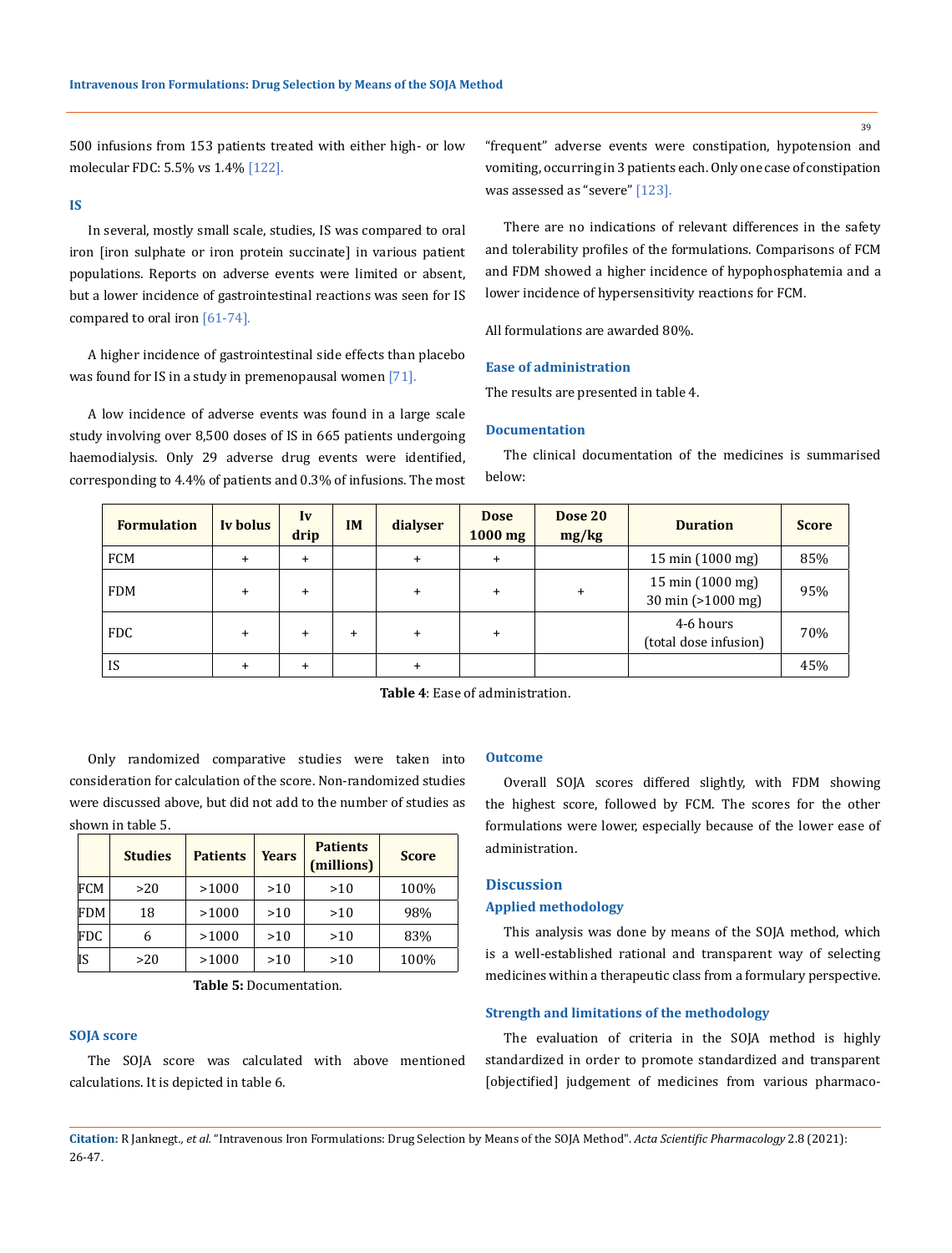500 infusions from 153 patients treated with either high- or low molecular FDC: 5.5% vs 1.4% [122].

### IS

In several, mostly small scale, studies, IS was compared to oral iron [iron sulphate or iron protein succinate] in various patient populations. Reports on adverse events were limited or absent, but a lower incidence of gastrointestinal reactions was seen for IS compared to oral iron [61-74].

A higher incidence of gastrointestinal side effects than placebo was found for IS in a study in premenopausal women [71].

A low incidence of adverse events was found in a large scale study involving over 8,500 doses of IS in 665 patients undergoing haemodialysis. Only 29 adverse drug events were identified, corresponding to 4.4% of patients and 0.3% of infusions. The most "frequent" adverse events were constipation, hypotension and vomiting, occurring in 3 patients each. Only one case of constipation was assessed as "severe" [123].

There are no indications of relevant differences in the safety and tolerability profiles of the formulations. Comparisons of FCM and FDM showed a higher incidence of hypophosphatemia and a lower incidence of hypersensitivity reactions for FCM.

All formulations are awarded 80%.

### Ease of administration

The results are presented in table 4.

### Documentation

The clinical documentation of the medicines is summarised below:

| Formulation | Iv bolus | Iv drip | IM | dialyser | Dose 1000 mg | Dose 20 mg/kg | Duration | Score |
|---|---|---|---|---|---|---|---|---|
| FCM | + | + | | + | + | | 15 min (1000 mg) | 85% |
| FDM | + | + | | + | + | + | 15 min (1000 mg)<br>30 min (>1000 mg) | 95% |
| FDC | + | + | + | + | + | | 4-6 hours<br>(total dose infusion) | 70% |
| IS | + | + | | + | | | | 45% |

**Table 4**: Ease of administration.

Only randomized comparative studies were taken into consideration for calculation of the score. Non-randomized studies were discussed above, but did not add to the number of studies as shown in table 5.

| | Studies | Patients | Years | Patients (millions) | Score |
|---|---|---|---|---|---|
| FCM | >20 | >1000 | >10 | >10 | 100% |
| FDM | 18 | >1000 | >10 | >10 | 98% |
| FDC | 6 | >1000 | >10 | >10 | 83% |
| IS | >20 | >1000 | >10 | >10 | 100% |

**Table 5:** Documentation.

### SOJA score

The SOJA score was calculated with above mentioned calculations. It is depicted in table 6.

### Outcome

Overall SOJA scores differed slightly, with FDM showing the highest score, followed by FCM. The scores for the other formulations were lower, especially because of the lower ease of administration.

## Discussion

### Applied methodology

This analysis was done by means of the SOJA method, which is a well-established rational and transparent way of selecting medicines within a therapeutic class from a formulary perspective.

### Strength and limitations of the methodology

The evaluation of criteria in the SOJA method is highly standardized in order to promote standardized and transparent [objectified] judgement of medicines from various pharmaco-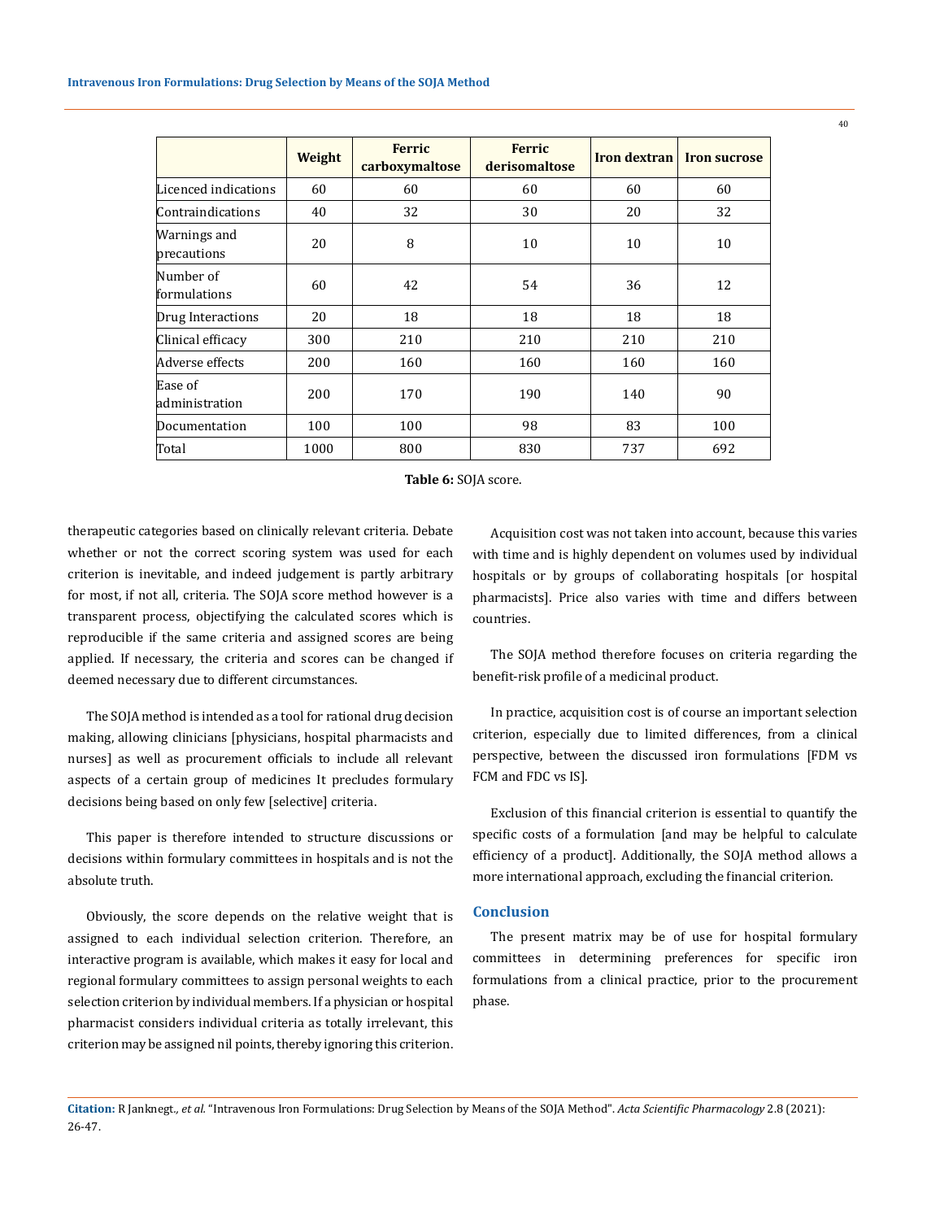| | Weight | Ferric carboxymaltose | Ferric derisomaltose | Iron dextran | Iron sucrose |
|---|---|---|---|---|---|
| Licenced indications | 60 | 60 | 60 | 60 | 60 |
| Contraindications | 40 | 32 | 30 | 20 | 32 |
| Warnings and precautions | 20 | 8 | 10 | 10 | 10 |
| Number of formulations | 60 | 42 | 54 | 36 | 12 |
| Drug Interactions | 20 | 18 | 18 | 18 | 18 |
| Clinical efficacy | 300 | 210 | 210 | 210 | 210 |
| Adverse effects | 200 | 160 | 160 | 160 | 160 |
| Ease of administration | 200 | 170 | 190 | 140 | 90 |
| Documentation | 100 | 100 | 98 | 83 | 100 |
| Total | 1000 | 800 | 830 | 737 | 692 |

**Table 6:** SOJA score.

therapeutic categories based on clinically relevant criteria. Debate whether or not the correct scoring system was used for each criterion is inevitable, and indeed judgement is partly arbitrary for most, if not all, criteria. The SOJA score method however is a transparent process, objectifying the calculated scores which is reproducible if the same criteria and assigned scores are being applied. If necessary, the criteria and scores can be changed if deemed necessary due to different circumstances.

The SOJA method is intended as a tool for rational drug decision making, allowing clinicians [physicians, hospital pharmacists and nurses] as well as procurement officials to include all relevant aspects of a certain group of medicines It precludes formulary decisions being based on only few [selective] criteria.

This paper is therefore intended to structure discussions or decisions within formulary committees in hospitals and is not the absolute truth.

Obviously, the score depends on the relative weight that is assigned to each individual selection criterion. Therefore, an interactive program is available, which makes it easy for local and regional formulary committees to assign personal weights to each selection criterion by individual members. If a physician or hospital pharmacist considers individual criteria as totally irrelevant, this criterion may be assigned nil points, thereby ignoring this criterion.

Acquisition cost was not taken into account, because this varies with time and is highly dependent on volumes used by individual hospitals or by groups of collaborating hospitals [or hospital pharmacists]. Price also varies with time and differs between countries.

The SOJA method therefore focuses on criteria regarding the benefit-risk profile of a medicinal product.

In practice, acquisition cost is of course an important selection criterion, especially due to limited differences, from a clinical perspective, between the discussed iron formulations [FDM vs FCM and FDC vs IS].

Exclusion of this financial criterion is essential to quantify the specific costs of a formulation [and may be helpful to calculate efficiency of a product]. Additionally, the SOJA method allows a more international approach, excluding the financial criterion.

## Conclusion

The present matrix may be of use for hospital formulary committees in determining preferences for specific iron formulations from a clinical practice, prior to the procurement phase.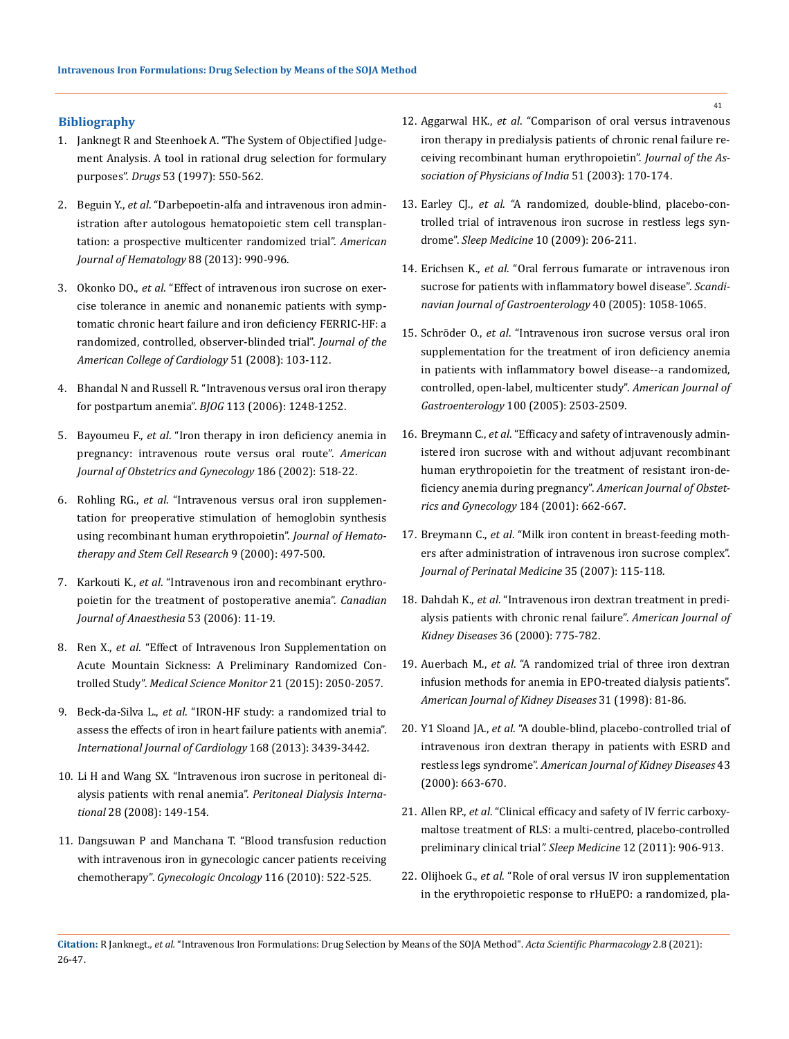## Bibliography

1. Janknegt R and Steenhoek A. "The System of Objectified Judgement Analysis. A tool in rational drug selection for formulary purposes". *Drugs* 53 (1997): 550-562.
2. Beguin Y., *et al*. "Darbepoetin-alfa and intravenous iron administration after autologous hematopoietic stem cell transplantation: a prospective multicenter randomized trial". *American Journal of Hematology* 88 (2013): 990-996.
3. Okonko DO., *et al*. "Effect of intravenous iron sucrose on exercise tolerance in anemic and nonanemic patients with symptomatic chronic heart failure and iron deficiency FERRIC-HF: a randomized, controlled, observer-blinded trial". *Journal of the American College of Cardiology* 51 (2008): 103-112.
4. Bhandal N and Russell R. "Intravenous versus oral iron therapy for postpartum anemia". *BJOG* 113 (2006): 1248-1252.
5. Bayoumeu F., *et al*. "Iron therapy in iron deficiency anemia in pregnancy: intravenous route versus oral route". *American Journal of Obstetrics and Gynecology* 186 (2002): 518-22.
6. Rohling RG., *et al*. "Intravenous versus oral iron supplementation for preoperative stimulation of hemoglobin synthesis using recombinant human erythropoietin". *Journal of Hematotherapy and Stem Cell Research* 9 (2000): 497-500.
7. Karkouti K., *et al*. "Intravenous iron and recombinant erythropoietin for the treatment of postoperative anemia". *Canadian Journal of Anaesthesia* 53 (2006): 11-19.
8. Ren X., *et al*. "Effect of Intravenous Iron Supplementation on Acute Mountain Sickness: A Preliminary Randomized Controlled Study". *Medical Science Monitor* 21 (2015): 2050-2057.
9. Beck-da-Silva L., *et al*. "IRON-HF study: a randomized trial to assess the effects of iron in heart failure patients with anemia". *International Journal of Cardiology* 168 (2013): 3439-3442.
10. Li H and Wang SX. "Intravenous iron sucrose in peritoneal dialysis patients with renal anemia". *Peritoneal Dialysis International* 28 (2008): 149-154.
11. Dangsuwan P and Manchana T. "Blood transfusion reduction with intravenous iron in gynecologic cancer patients receiving chemotherapy". *Gynecologic Oncology* 116 (2010): 522-525.
12. Aggarwal HK., *et al*. "Comparison of oral versus intravenous iron therapy in predialysis patients of chronic renal failure receiving recombinant human erythropoietin". *Journal of the Association of Physicians of India* 51 (2003): 170-174.
13. Earley CJ., *et al*. "A randomized, double-blind, placebo-controlled trial of intravenous iron sucrose in restless legs syndrome". *Sleep Medicine* 10 (2009): 206-211.
14. Erichsen K., *et al*. "Oral ferrous fumarate or intravenous iron sucrose for patients with inflammatory bowel disease". *Scandinavian Journal of Gastroenterology* 40 (2005): 1058-1065.
15. Schröder O., *et al*. "Intravenous iron sucrose versus oral iron supplementation for the treatment of iron deficiency anemia in patients with inflammatory bowel disease--a randomized, controlled, open-label, multicenter study". *American Journal of Gastroenterology* 100 (2005): 2503-2509.
16. Breymann C., *et al*. "Efficacy and safety of intravenously administered iron sucrose with and without adjuvant recombinant human erythropoietin for the treatment of resistant iron-deficiency anemia during pregnancy". *American Journal of Obstetrics and Gynecology* 184 (2001): 662-667.
17. Breymann C., *et al*. "Milk iron content in breast-feeding mothers after administration of intravenous iron sucrose complex". *Journal of Perinatal Medicine* 35 (2007): 115-118.
18. Dahdah K., *et al*. "Intravenous iron dextran treatment in predialysis patients with chronic renal failure". *American Journal of Kidney Diseases* 36 (2000): 775-782.
19. Auerbach M., *et al*. "A randomized trial of three iron dextran infusion methods for anemia in EPO-treated dialysis patients". *American Journal of Kidney Diseases* 31 (1998): 81-86.
20. Y1 Sloand JA., *et al*. "A double-blind, placebo-controlled trial of intravenous iron dextran therapy in patients with ESRD and restless legs syndrome". *American Journal of Kidney Diseases* 43 (2000): 663-670.
21. Allen RP., *et al*. "Clinical efficacy and safety of IV ferric carboxymaltose treatment of RLS: a multi-centred, placebo-controlled preliminary clinical trial". *Sleep Medicine* 12 (2011): 906-913.
22. Olijhoek G., *et al*. "Role of oral versus IV iron supplementation in the erythropoietic response to rHuEPO: a randomized, pla-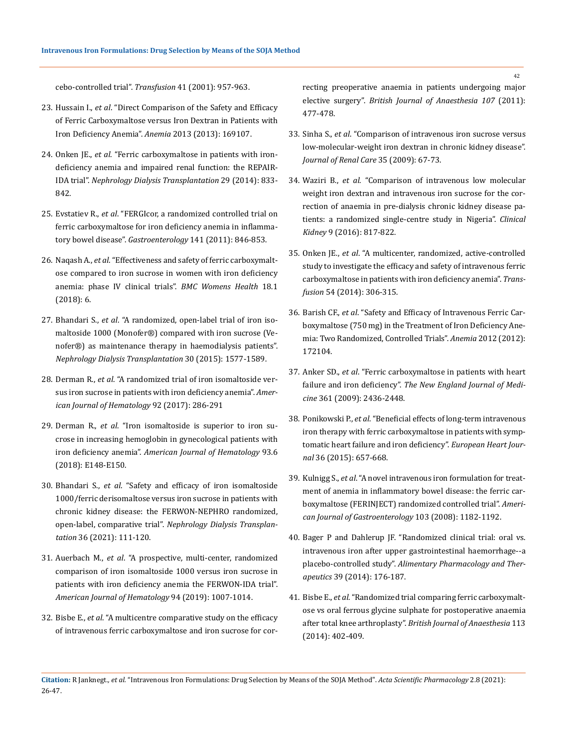cebo-controlled trial". *Transfusion* 41 (2001): 957-963.

23. Hussain I., *et al*. "Direct Comparison of the Safety and Efficacy of Ferric Carboxymaltose versus Iron Dextran in Patients with Iron Deficiency Anemia". *Anemia* 2013 (2013): 169107.

24. Onken JE., *et al*. "Ferric carboxymaltose in patients with iron-deficiency anemia and impaired renal function: the REPAIR-IDA trial". *Nephrology Dialysis Transplantation* 29 (2014): 833-842.

25. Evstatiev R., *et al*. "FERGIcor, a randomized controlled trial on ferric carboxymaltose for iron deficiency anemia in inflammatory bowel disease". *Gastroenterology* 141 (2011): 846-853.

26. Naqash A., *et al*. "Effectiveness and safety of ferric carboxymaltose compared to iron sucrose in women with iron deficiency anemia: phase IV clinical trials". *BMC Womens Health* 18.1 (2018): 6.

27. Bhandari S., *et al*. "A randomized, open-label trial of iron isomaltoside 1000 (Monofer®) compared with iron sucrose (Venofer®) as maintenance therapy in haemodialysis patients". *Nephrology Dialysis Transplantation* 30 (2015): 1577-1589.

28. Derman R., *et al*. "A randomized trial of iron isomaltoside versus iron sucrose in patients with iron deficiency anemia". *American Journal of Hematology* 92 (2017): 286-291

29. Derman R., *et al*. "Iron isomaltoside is superior to iron sucrose in increasing hemoglobin in gynecological patients with iron deficiency anemia". *American Journal of Hematology* 93.6 (2018): E148-E150.

30. Bhandari S., *et al*. "Safety and efficacy of iron isomaltoside 1000/ferric derisomaltose versus iron sucrose in patients with chronic kidney disease: the FERWON-NEPHRO randomized, open-label, comparative trial". *Nephrology Dialysis Transplantation* 36 (2021): 111-120.

31. Auerbach M., *et al*. "A prospective, multi-center, randomized comparison of iron isomaltoside 1000 versus iron sucrose in patients with iron deficiency anemia the FERWON-IDA trial". *American Journal of Hematology* 94 (2019): 1007-1014.

32. Bisbe E., *et al*. "A multicentre comparative study on the efficacy of intravenous ferric carboxymaltose and iron sucrose for correcting preoperative anaemia in patients undergoing major elective surgery". *British Journal of Anaesthesia 107* (2011): 477-478.

33. Sinha S., *et al*. "Comparison of intravenous iron sucrose versus low-molecular-weight iron dextran in chronic kidney disease". *Journal of Renal Care* 35 (2009): 67-73.

34. Waziri B., *et al*. "Comparison of intravenous low molecular weight iron dextran and intravenous iron sucrose for the correction of anaemia in pre-dialysis chronic kidney disease patients: a randomized single-centre study in Nigeria". *Clinical Kidney* 9 (2016): 817-822.

35. Onken JE., *et al*. "A multicenter, randomized, active-controlled study to investigate the efficacy and safety of intravenous ferric carboxymaltose in patients with iron deficiency anemia". *Transfusion* 54 (2014): 306-315.

36. Barish CF., *et al*. "Safety and Efficacy of Intravenous Ferric Carboxymaltose (750 mg) in the Treatment of Iron Deficiency Anemia: Two Randomized, Controlled Trials". *Anemia* 2012 (2012): 172104.

37. Anker SD., *et al*. "Ferric carboxymaltose in patients with heart failure and iron deficiency". *The New England Journal of Medicine* 361 (2009): 2436-2448.

38. Ponikowski P., *et al*. "Beneficial effects of long-term intravenous iron therapy with ferric carboxymaltose in patients with symptomatic heart failure and iron deficiency". *European Heart Journal* 36 (2015): 657-668.

39. Kulnigg S., *et al*. "A novel intravenous iron formulation for treatment of anemia in inflammatory bowel disease: the ferric carboxymaltose (FERINJECT) randomized controlled trial". *American Journal of Gastroenterology* 103 (2008): 1182-1192.

40. Bager P and Dahlerup JF. "Randomized clinical trial: oral vs. intravenous iron after upper gastrointestinal haemorrhage--a placebo-controlled study". *Alimentary Pharmacology and Therapeutics* 39 (2014): 176-187.

41. Bisbe E., *et al*. "Randomized trial comparing ferric carboxymaltose vs oral ferrous glycine sulphate for postoperative anaemia after total knee arthroplasty". *British Journal of Anaesthesia* 113 (2014): 402-409.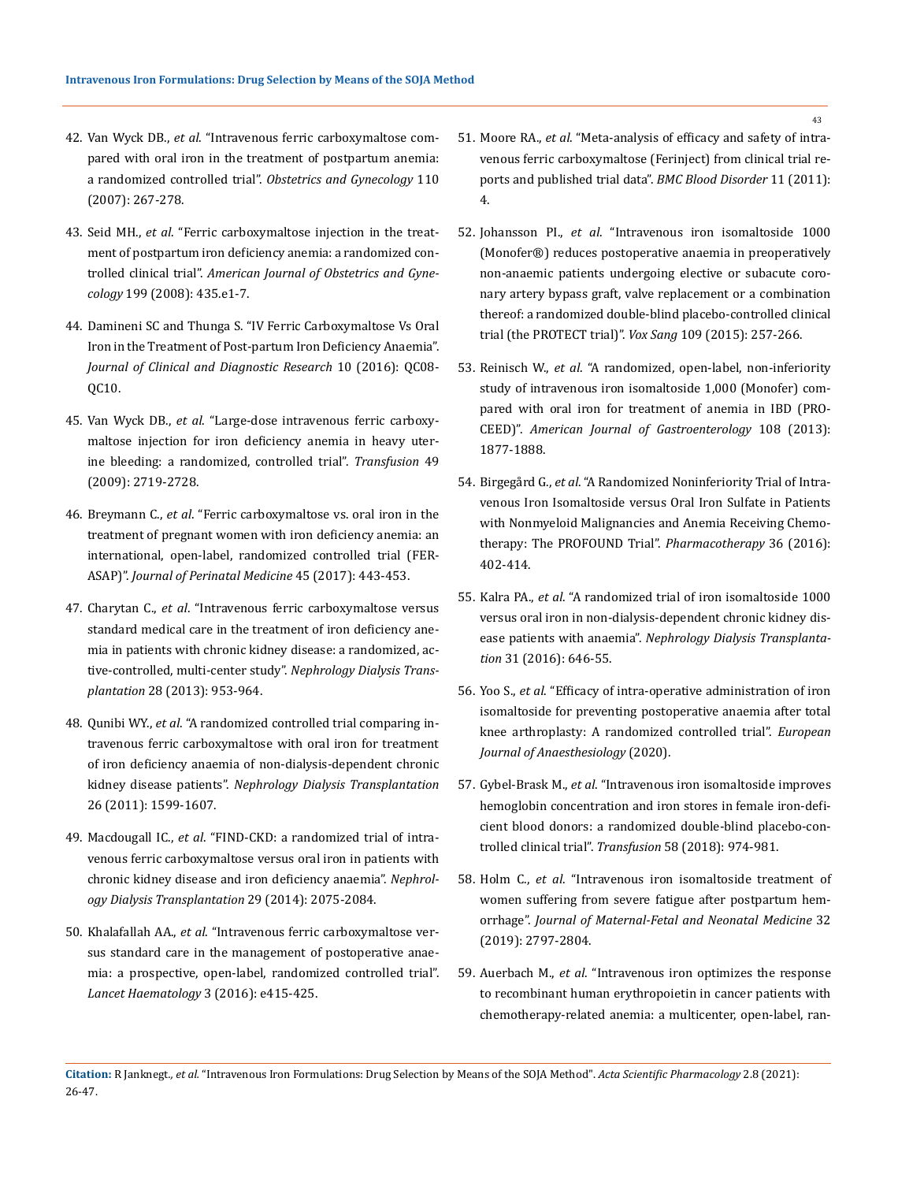42. Van Wyck DB., *et al*. "Intravenous ferric carboxymaltose compared with oral iron in the treatment of postpartum anemia: a randomized controlled trial". *Obstetrics and Gynecology* 110 (2007): 267-278.

43. Seid MH., *et al*. "Ferric carboxymaltose injection in the treatment of postpartum iron deficiency anemia: a randomized controlled clinical trial". *American Journal of Obstetrics and Gynecology* 199 (2008): 435.e1-7.

44. Damineni SC and Thunga S. "IV Ferric Carboxymaltose Vs Oral Iron in the Treatment of Post-partum Iron Deficiency Anaemia". *Journal of Clinical and Diagnostic Research* 10 (2016): QC08-QC10.

45. Van Wyck DB., *et al*. "Large-dose intravenous ferric carboxymaltose injection for iron deficiency anemia in heavy uterine bleeding: a randomized, controlled trial". *Transfusion* 49 (2009): 2719-2728.

46. Breymann C., *et al*. "Ferric carboxymaltose vs. oral iron in the treatment of pregnant women with iron deficiency anemia: an international, open-label, randomized controlled trial (FER-ASAP)". *Journal of Perinatal Medicine* 45 (2017): 443-453.

47. Charytan C., *et al*. "Intravenous ferric carboxymaltose versus standard medical care in the treatment of iron deficiency anemia in patients with chronic kidney disease: a randomized, active-controlled, multi-center study". *Nephrology Dialysis Transplantation* 28 (2013): 953-964.

48. Qunibi WY., *et al*. "A randomized controlled trial comparing intravenous ferric carboxymaltose with oral iron for treatment of iron deficiency anaemia of non-dialysis-dependent chronic kidney disease patients". *Nephrology Dialysis Transplantation* 26 (2011): 1599-1607.

49. Macdougall IC., *et al*. "FIND-CKD: a randomized trial of intravenous ferric carboxymaltose versus oral iron in patients with chronic kidney disease and iron deficiency anaemia". *Nephrology Dialysis Transplantation* 29 (2014): 2075-2084.

50. Khalafallah AA., *et al*. "Intravenous ferric carboxymaltose versus standard care in the management of postoperative anaemia: a prospective, open-label, randomized controlled trial". *Lancet Haematology* 3 (2016): e415-425.

51. Moore RA., *et al*. "Meta-analysis of efficacy and safety of intravenous ferric carboxymaltose (Ferinject) from clinical trial reports and published trial data". *BMC Blood Disorder* 11 (2011): 4.

52. Johansson PI., *et al*. "Intravenous iron isomaltoside 1000 (Monofer®) reduces postoperative anaemia in preoperatively non-anaemic patients undergoing elective or subacute coronary artery bypass graft, valve replacement or a combination thereof: a randomized double-blind placebo-controlled clinical trial (the PROTECT trial)". *Vox Sang* 109 (2015): 257-266.

53. Reinisch W., *et al*. "A randomized, open-label, non-inferiority study of intravenous iron isomaltoside 1,000 (Monofer) compared with oral iron for treatment of anemia in IBD (PROCEED)". *American Journal of Gastroenterology* 108 (2013): 1877-1888.

54. Birgegård G., *et al*. "A Randomized Noninferiority Trial of Intravenous Iron Isomaltoside versus Oral Iron Sulfate in Patients with Nonmyeloid Malignancies and Anemia Receiving Chemotherapy: The PROFOUND Trial". *Pharmacotherapy* 36 (2016): 402-414.

55. Kalra PA., *et al*. "A randomized trial of iron isomaltoside 1000 versus oral iron in non-dialysis-dependent chronic kidney disease patients with anaemia". *Nephrology Dialysis Transplantation* 31 (2016): 646-55.

56. Yoo S., *et al*. "Efficacy of intra-operative administration of iron isomaltoside for preventing postoperative anaemia after total knee arthroplasty: A randomized controlled trial". *European Journal of Anaesthesiology* (2020).

57. Gybel-Brask M., *et al*. "Intravenous iron isomaltoside improves hemoglobin concentration and iron stores in female iron-deficient blood donors: a randomized double-blind placebo-controlled clinical trial". *Transfusion* 58 (2018): 974-981.

58. Holm C., *et al*. "Intravenous iron isomaltoside treatment of women suffering from severe fatigue after postpartum hemorrhage". *Journal of Maternal-Fetal and Neonatal Medicine* 32 (2019): 2797-2804.

59. Auerbach M., *et al*. "Intravenous iron optimizes the response to recombinant human erythropoietin in cancer patients with chemotherapy-related anemia: a multicenter, open-label, ran-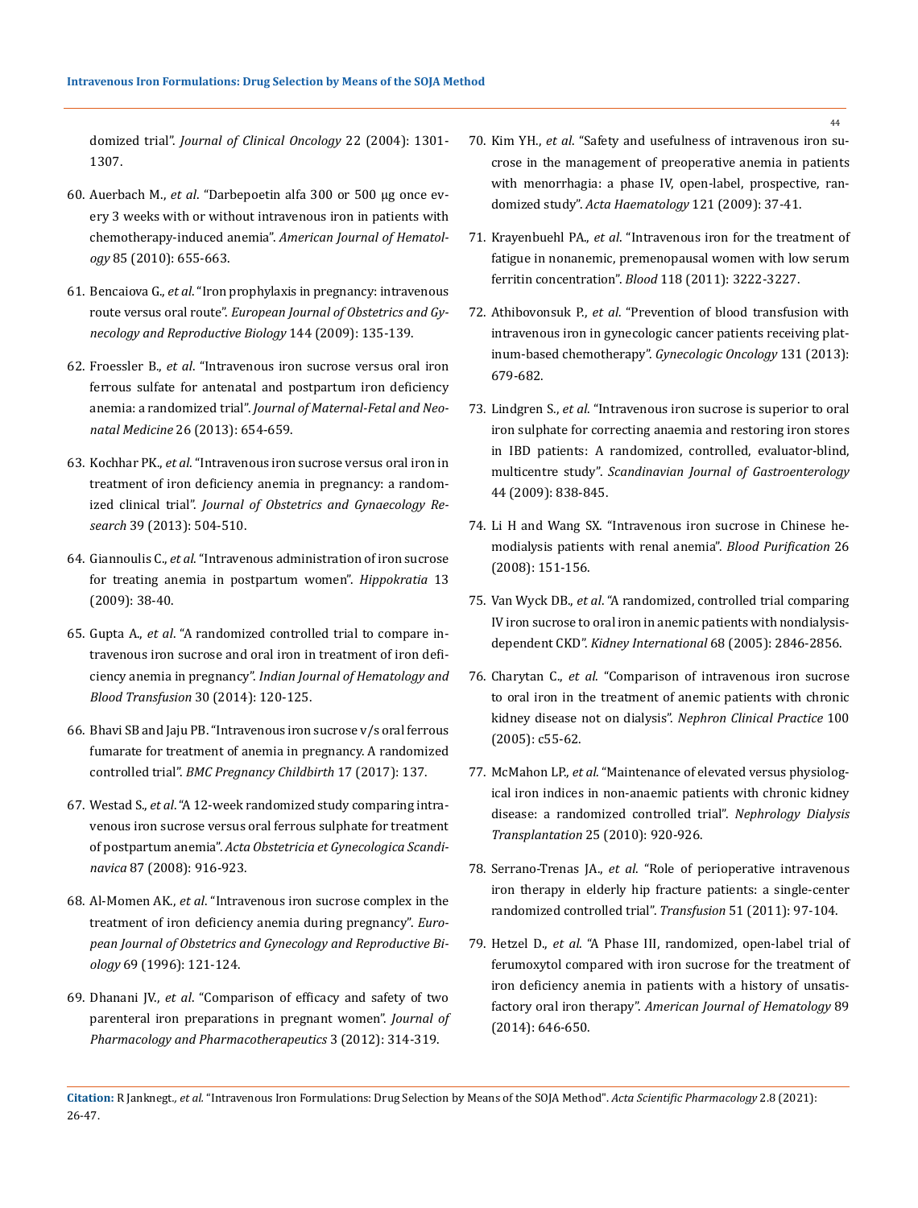domized trial". *Journal of Clinical Oncology* 22 (2004): 1301-1307.

60. Auerbach M., *et al*. "Darbepoetin alfa 300 or 500 μg once every 3 weeks with or without intravenous iron in patients with chemotherapy-induced anemia". *American Journal of Hematology* 85 (2010): 655-663.
61. Bencaiova G., *et al*. "Iron prophylaxis in pregnancy: intravenous route versus oral route". *European Journal of Obstetrics and Gynecology and Reproductive Biology* 144 (2009): 135-139.
62. Froessler B., *et al*. "Intravenous iron sucrose versus oral iron ferrous sulfate for antenatal and postpartum iron deficiency anemia: a randomized trial". *Journal of Maternal-Fetal and Neonatal Medicine* 26 (2013): 654-659.
63. Kochhar PK., *et al*. "Intravenous iron sucrose versus oral iron in treatment of iron deficiency anemia in pregnancy: a randomized clinical trial". *Journal of Obstetrics and Gynaecology Research* 39 (2013): 504-510.
64. Giannoulis C., *et al*. "Intravenous administration of iron sucrose for treating anemia in postpartum women". *Hippokratia* 13 (2009): 38-40.
65. Gupta A., *et al*. "A randomized controlled trial to compare intravenous iron sucrose and oral iron in treatment of iron deficiency anemia in pregnancy". *Indian Journal of Hematology and Blood Transfusion* 30 (2014): 120-125.
66. Bhavi SB and Jaju PB. "Intravenous iron sucrose v/s oral ferrous fumarate for treatment of anemia in pregnancy. A randomized controlled trial". *BMC Pregnancy Childbirth* 17 (2017): 137.
67. Westad S., *et al*. "A 12-week randomized study comparing intravenous iron sucrose versus oral ferrous sulphate for treatment of postpartum anemia". *Acta Obstetricia et Gynecologica Scandinavica* 87 (2008): 916-923.
68. Al-Momen AK., *et al*. "Intravenous iron sucrose complex in the treatment of iron deficiency anemia during pregnancy". *European Journal of Obstetrics and Gynecology and Reproductive Biology* 69 (1996): 121-124.
69. Dhanani JV., *et al*. "Comparison of efficacy and safety of two parenteral iron preparations in pregnant women". *Journal of Pharmacology and Pharmacotherapeutics* 3 (2012): 314-319.
70. Kim YH., *et al*. "Safety and usefulness of intravenous iron sucrose in the management of preoperative anemia in patients with menorrhagia: a phase IV, open-label, prospective, randomized study". *Acta Haematology* 121 (2009): 37-41.
71. Krayenbuehl PA., *et al*. "Intravenous iron for the treatment of fatigue in nonanemic, premenopausal women with low serum ferritin concentration". *Blood* 118 (2011): 3222-3227.
72. Athibovonsuk P., *et al*. "Prevention of blood transfusion with intravenous iron in gynecologic cancer patients receiving platinum-based chemotherapy". *Gynecologic Oncology* 131 (2013): 679-682.
73. Lindgren S., *et al*. "Intravenous iron sucrose is superior to oral iron sulphate for correcting anaemia and restoring iron stores in IBD patients: A randomized, controlled, evaluator-blind, multicentre study". *Scandinavian Journal of Gastroenterology* 44 (2009): 838-845.
74. Li H and Wang SX. "Intravenous iron sucrose in Chinese hemodialysis patients with renal anemia". *Blood Purification* 26 (2008): 151-156.
75. Van Wyck DB., *et al*. "A randomized, controlled trial comparing IV iron sucrose to oral iron in anemic patients with nondialysis-dependent CKD". *Kidney International* 68 (2005): 2846-2856.
76. Charytan C., *et al*. "Comparison of intravenous iron sucrose to oral iron in the treatment of anemic patients with chronic kidney disease not on dialysis". *Nephron Clinical Practice* 100 (2005): c55-62.
77. McMahon LP., *et al*. "Maintenance of elevated versus physiological iron indices in non-anaemic patients with chronic kidney disease: a randomized controlled trial". *Nephrology Dialysis Transplantation* 25 (2010): 920-926.
78. Serrano-Trenas JA., *et al*. "Role of perioperative intravenous iron therapy in elderly hip fracture patients: a single-center randomized controlled trial". *Transfusion* 51 (2011): 97-104.
79. Hetzel D., *et al*. "A Phase III, randomized, open-label trial of ferumoxytol compared with iron sucrose for the treatment of iron deficiency anemia in patients with a history of unsatisfactory oral iron therapy". *American Journal of Hematology* 89 (2014): 646-650.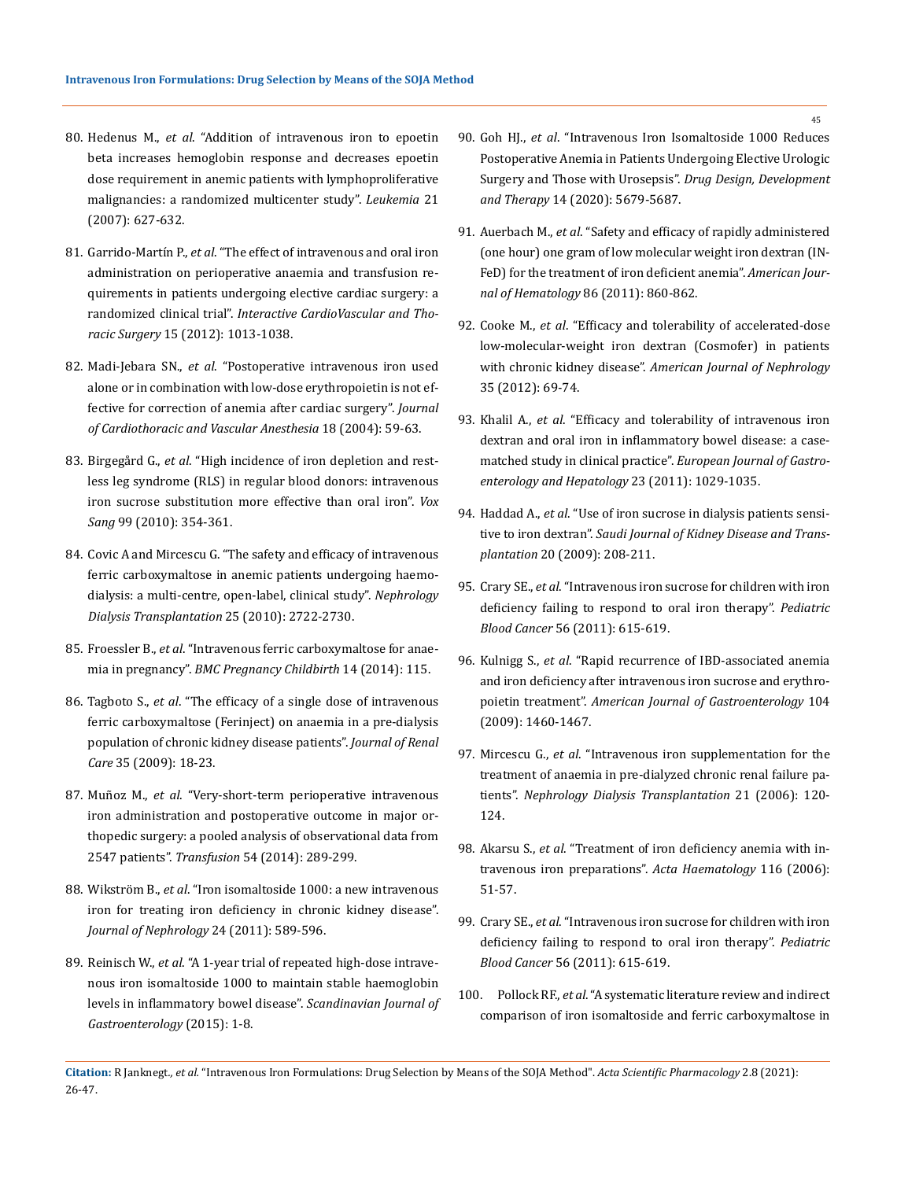80. Hedenus M., *et al*. "Addition of intravenous iron to epoetin beta increases hemoglobin response and decreases epoetin dose requirement in anemic patients with lymphoproliferative malignancies: a randomized multicenter study". *Leukemia* 21 (2007): 627-632.

81. Garrido-Martín P., *et al*. "The effect of intravenous and oral iron administration on perioperative anaemia and transfusion requirements in patients undergoing elective cardiac surgery: a randomized clinical trial". *Interactive CardioVascular and Thoracic Surgery* 15 (2012): 1013-1038.

82. Madi-Jebara SN., *et al*. "Postoperative intravenous iron used alone or in combination with low-dose erythropoietin is not effective for correction of anemia after cardiac surgery". *Journal of Cardiothoracic and Vascular Anesthesia* 18 (2004): 59-63.

83. Birgegård G., *et al*. "High incidence of iron depletion and restless leg syndrome (RLS) in regular blood donors: intravenous iron sucrose substitution more effective than oral iron". *Vox Sang* 99 (2010): 354-361.

84. Covic A and Mircescu G. "The safety and efficacy of intravenous ferric carboxymaltose in anemic patients undergoing haemodialysis: a multi-centre, open-label, clinical study". *Nephrology Dialysis Transplantation* 25 (2010): 2722-2730.

85. Froessler B., *et al*. "Intravenous ferric carboxymaltose for anaemia in pregnancy". *BMC Pregnancy Childbirth* 14 (2014): 115.

86. Tagboto S., *et al*. "The efficacy of a single dose of intravenous ferric carboxymaltose (Ferinject) on anaemia in a pre-dialysis population of chronic kidney disease patients". *Journal of Renal Care* 35 (2009): 18-23.

87. Muñoz M., *et al*. "Very-short-term perioperative intravenous iron administration and postoperative outcome in major orthopedic surgery: a pooled analysis of observational data from 2547 patients". *Transfusion* 54 (2014): 289-299.

88. Wikström B., *et al*. "Iron isomaltoside 1000: a new intravenous iron for treating iron deficiency in chronic kidney disease". *Journal of Nephrology* 24 (2011): 589-596.

89. Reinisch W., *et al*. "A 1-year trial of repeated high-dose intravenous iron isomaltoside 1000 to maintain stable haemoglobin levels in inflammatory bowel disease". *Scandinavian Journal of Gastroenterology* (2015): 1-8.

90. Goh HJ., *et al*. "Intravenous Iron Isomaltoside 1000 Reduces Postoperative Anemia in Patients Undergoing Elective Urologic Surgery and Those with Urosepsis". *Drug Design, Development and Therapy* 14 (2020): 5679-5687.

91. Auerbach M., *et al*. "Safety and efficacy of rapidly administered (one hour) one gram of low molecular weight iron dextran (INFeD) for the treatment of iron deficient anemia". *American Journal of Hematology* 86 (2011): 860-862.

92. Cooke M., *et al*. "Efficacy and tolerability of accelerated-dose low-molecular-weight iron dextran (Cosmofer) in patients with chronic kidney disease". *American Journal of Nephrology* 35 (2012): 69-74.

93. Khalil A., *et al*. "Efficacy and tolerability of intravenous iron dextran and oral iron in inflammatory bowel disease: a case-matched study in clinical practice". *European Journal of Gastroenterology and Hepatology* 23 (2011): 1029-1035.

94. Haddad A., *et al*. "Use of iron sucrose in dialysis patients sensitive to iron dextran". *Saudi Journal of Kidney Disease and Transplantation* 20 (2009): 208-211.

95. Crary SE., *et al*. "Intravenous iron sucrose for children with iron deficiency failing to respond to oral iron therapy". *Pediatric Blood Cancer* 56 (2011): 615-619.

96. Kulnigg S., *et al*. "Rapid recurrence of IBD-associated anemia and iron deficiency after intravenous iron sucrose and erythropoietin treatment". *American Journal of Gastroenterology* 104 (2009): 1460-1467.

97. Mircescu G., *et al*. "Intravenous iron supplementation for the treatment of anaemia in pre-dialyzed chronic renal failure patients". *Nephrology Dialysis Transplantation* 21 (2006): 120-124.

98. Akarsu S., *et al*. "Treatment of iron deficiency anemia with intravenous iron preparations". *Acta Haematology* 116 (2006): 51-57.

99. Crary SE., *et al*. "Intravenous iron sucrose for children with iron deficiency failing to respond to oral iron therapy". *Pediatric Blood Cancer* 56 (2011): 615-619.

100. Pollock RF., *et al*. "A systematic literature review and indirect comparison of iron isomaltoside and ferric carboxymaltose in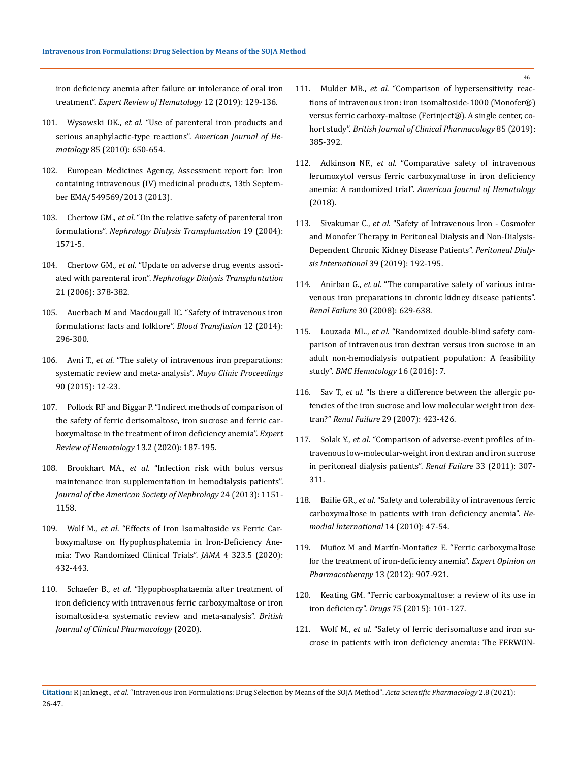iron deficiency anemia after failure or intolerance of oral iron treatment". *Expert Review of Hematology* 12 (2019): 129-136.

101. Wysowski DK., *et al*. "Use of parenteral iron products and serious anaphylactic-type reactions". *American Journal of Hematology* 85 (2010): 650-654.

102. European Medicines Agency, Assessment report for: Iron containing intravenous (IV) medicinal products, 13th September EMA/549569/2013 (2013).

103. Chertow GM., *et al*. "On the relative safety of parenteral iron formulations". *Nephrology Dialysis Transplantation* 19 (2004): 1571-5.

104. Chertow GM., *et al*. "Update on adverse drug events associated with parenteral iron". *Nephrology Dialysis Transplantation* 21 (2006): 378-382.

105. Auerbach M and Macdougall IC. "Safety of intravenous iron formulations: facts and folklore". *Blood Transfusion* 12 (2014): 296-300.

106. Avni T., *et al*. "The safety of intravenous iron preparations: systematic review and meta-analysis". *Mayo Clinic Proceedings* 90 (2015): 12-23.

107. Pollock RF and Biggar P. "Indirect methods of comparison of the safety of ferric derisomaltose, iron sucrose and ferric carboxymaltose in the treatment of iron deficiency anemia". *Expert Review of Hematology* 13.2 (2020): 187-195.

108. Brookhart MA., *et al*. "Infection risk with bolus versus maintenance iron supplementation in hemodialysis patients". *Journal of the American Society of Nephrology* 24 (2013): 1151-1158.

109. Wolf M., *et al*. "Effects of Iron Isomaltoside vs Ferric Carboxymaltose on Hypophosphatemia in Iron-Deficiency Anemia: Two Randomized Clinical Trials". *JAMA* 4 323.5 (2020): 432-443.

110. Schaefer B., *et al*. "Hypophosphataemia after treatment of iron deficiency with intravenous ferric carboxymaltose or iron isomaltoside-a systematic review and meta-analysis". *British Journal of Clinical Pharmacology* (2020).

111. Mulder MB., *et al*. "Comparison of hypersensitivity reactions of intravenous iron: iron isomaltoside-1000 (Monofer®) versus ferric carboxy-maltose (Ferinject®). A single center, cohort study". *British Journal of Clinical Pharmacology* 85 (2019): 385-392.

112. Adkinson NF., *et al*. "Comparative safety of intravenous ferumoxytol versus ferric carboxymaltose in iron deficiency anemia: A randomized trial". *American Journal of Hematology* (2018).

113. Sivakumar C., *et al*. "Safety of Intravenous Iron - Cosmofer and Monofer Therapy in Peritoneal Dialysis and Non-Dialysis-Dependent Chronic Kidney Disease Patients". *Peritoneal Dialysis International* 39 (2019): 192-195.

114. Anirban G., *et al*. "The comparative safety of various intravenous iron preparations in chronic kidney disease patients". *Renal Failure* 30 (2008): 629-638.

115. Louzada ML., *et al*. "Randomized double-blind safety comparison of intravenous iron dextran versus iron sucrose in an adult non-hemodialysis outpatient population: A feasibility study". *BMC Hematology* 16 (2016): 7.

116. Sav T., *et al*. "Is there a difference between the allergic potencies of the iron sucrose and low molecular weight iron dextran?" *Renal Failure* 29 (2007): 423-426.

117. Solak Y., *et al*. "Comparison of adverse-event profiles of intravenous low-molecular-weight iron dextran and iron sucrose in peritoneal dialysis patients". *Renal Failure* 33 (2011): 307-311.

118. Bailie GR., *et al*. "Safety and tolerability of intravenous ferric carboxymaltose in patients with iron deficiency anemia". *Hemodial International* 14 (2010): 47-54.

119. Muñoz M and Martín-Montañez E. "Ferric carboxymaltose for the treatment of iron-deficiency anemia". *Expert Opinion on Pharmacotherapy* 13 (2012): 907-921.

120. Keating GM. "Ferric carboxymaltose: a review of its use in iron deficiency". *Drugs* 75 (2015): 101-127.

121. Wolf M., *et al*. "Safety of ferric derisomaltose and iron sucrose in patients with iron deficiency anemia: The FERWON-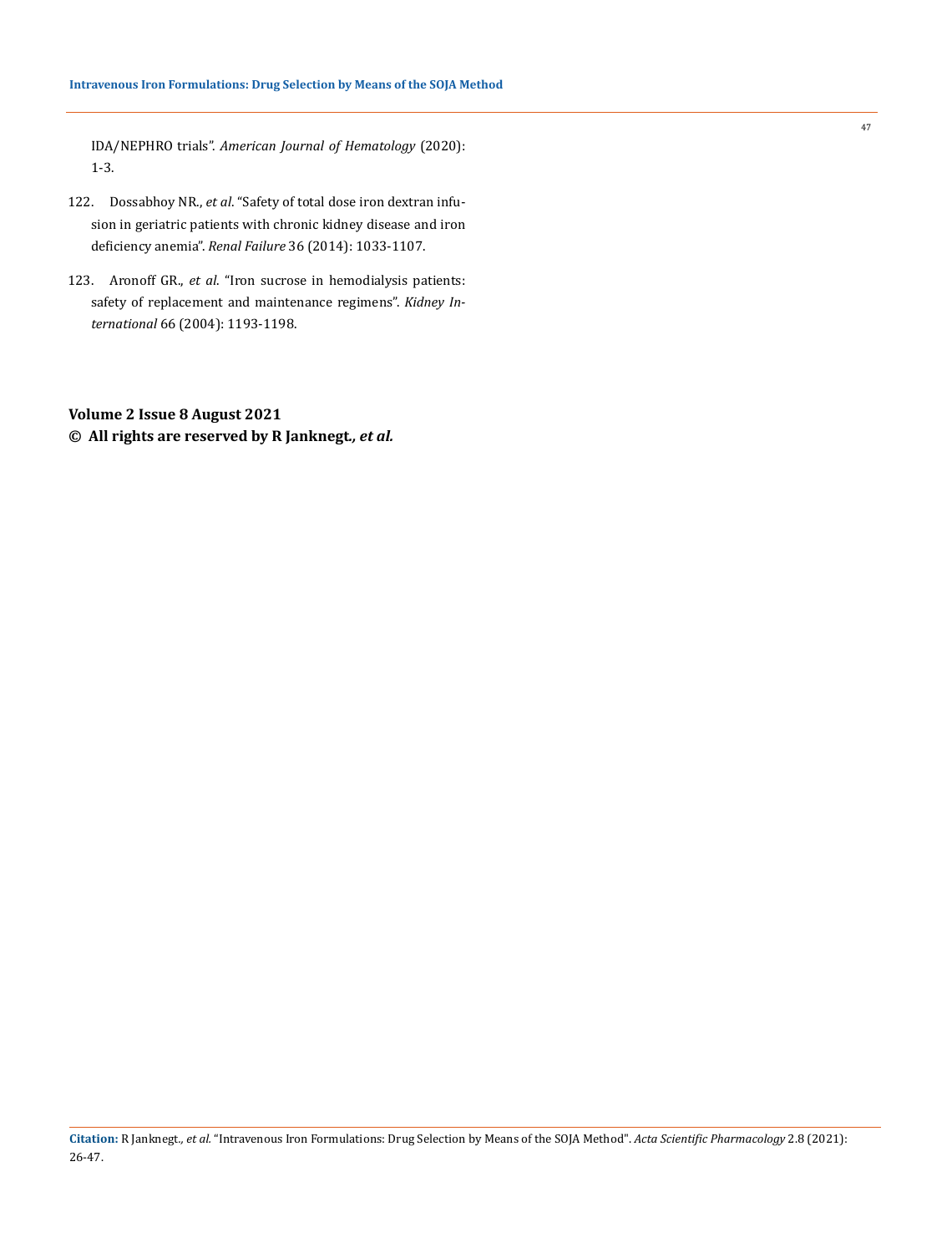IDA/NEPHRO trials". *American Journal of Hematology* (2020): 1-3.

122. Dossabhoy NR., *et al*. "Safety of total dose iron dextran infusion in geriatric patients with chronic kidney disease and iron deficiency anemia". *Renal Failure* 36 (2014): 1033-1107.

123. Aronoff GR., *et al*. "Iron sucrose in hemodialysis patients: safety of replacement and maintenance regimens". *Kidney International* 66 (2004): 1193-1198.

**Volume 2 Issue 8 August 2021**
**© All rights are reserved by R Janknegt*., et al.***